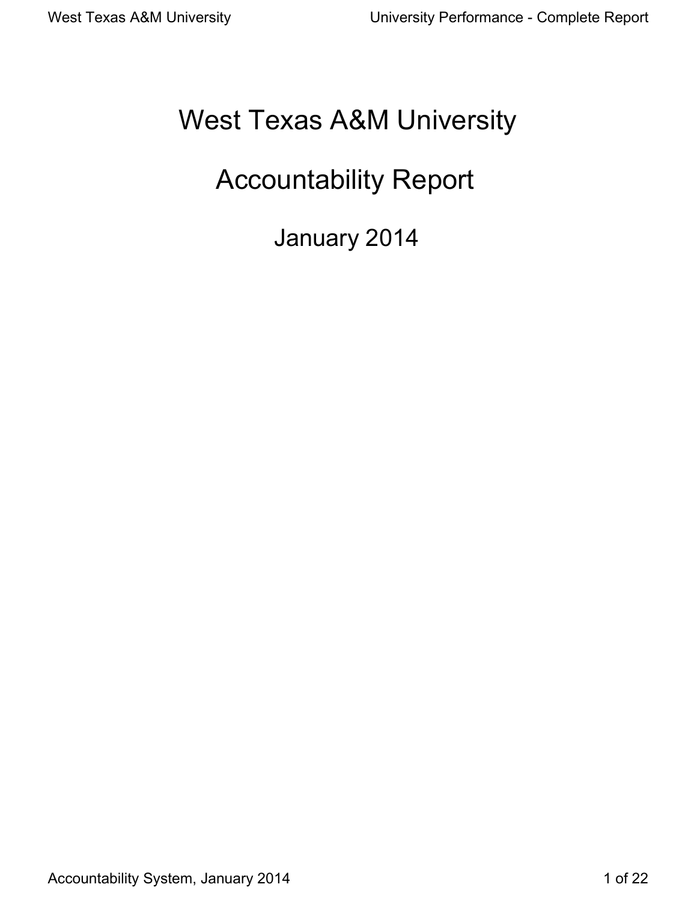# West Texas A&M University

# Accountability Report

## January 2014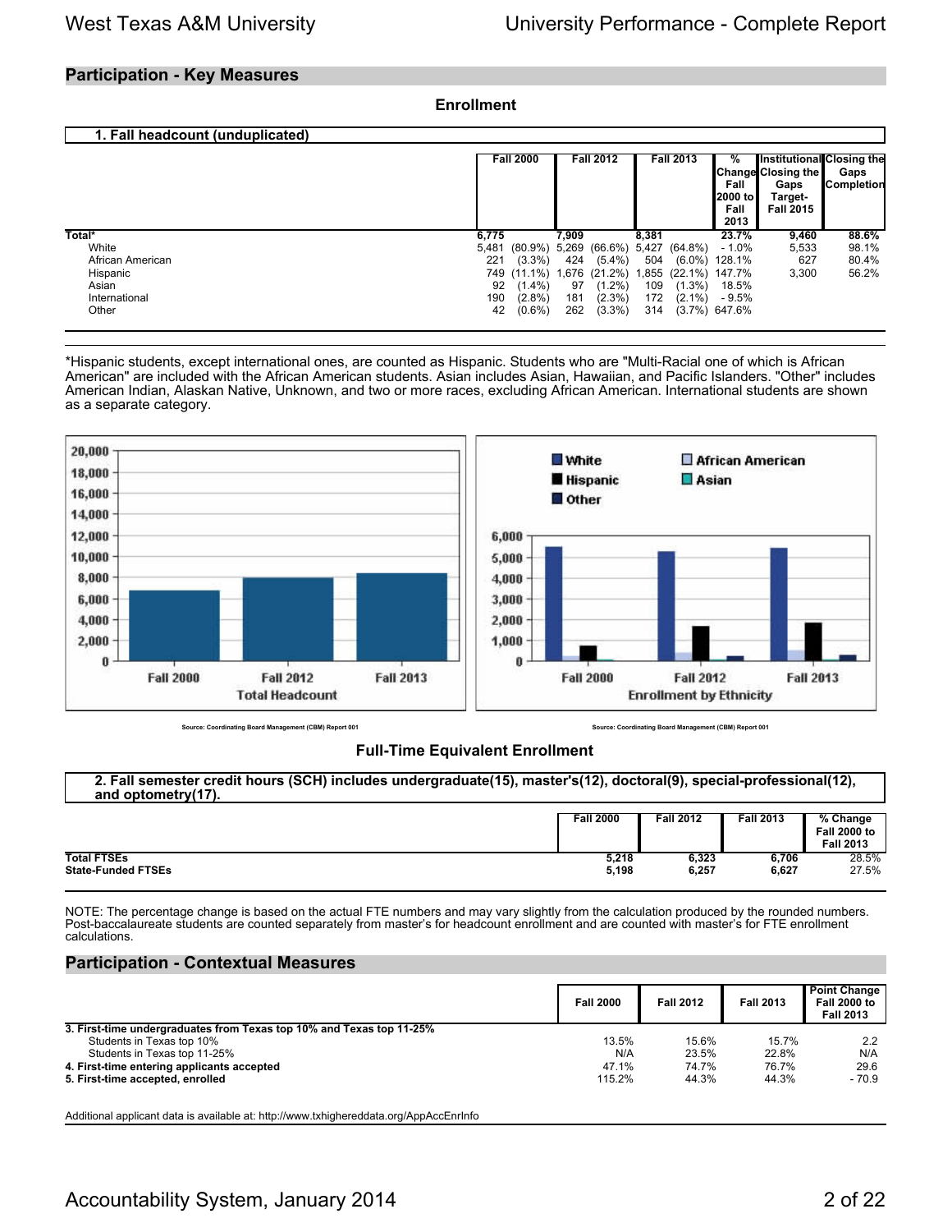## Participation - Key Measures

### Enrollment

**1. Fall headcount (unduplicated)**

| | Fall 2000 | | Fall 2012 | | Fall 2013 | | % Change Fall 2000 to Fall 2013 | Institutional Closing the Gaps Target- Fall 2015 | Closing the Gaps Completion |
|---|---|---|---|---|---|---|---|---|---|
| **Total*** | **6,775** | | **7,909** | | **8,381** | | **23.7%** | **9,460** | **88.6%** |
| White | 5,481 | (80.9%) | 5,269 | (66.6%) | 5,427 | (64.8%) | - 1.0% | 5,533 | 98.1% |
| African American | 221 | (3.3%) | 424 | (5.4%) | 504 | (6.0%) | 128.1% | 627 | 80.4% |
| Hispanic | 749 | (11.1%) | 1,676 | (21.2%) | 1,855 | (22.1%) | 147.7% | 3,300 | 56.2% |
| Asian | 92 | (1.4%) | 97 | (1.2%) | 109 | (1.3%) | 18.5% | | |
| International | 190 | (2.8%) | 181 | (2.3%) | 172 | (2.1%) | - 9.5% | | |
| Other | 42 | (0.6%) | 262 | (3.3%) | 314 | (3.7%) | 647.6% | | |

*Hispanic students, except international ones, are counted as Hispanic. Students who are "Multi-Racial one of which is African American" are included with the African American students. Asian includes Asian, Hawaiian, and Pacific Islanders. "Other" includes American Indian, Alaskan Native, Unknown, and two or more races, excluding African American. International students are shown as a separate category.

Source: Coordinating Board Management (CBM) Report 001

Source: Coordinating Board Management (CBM) Report 001

### Full-Time Equivalent Enrollment

**2. Fall semester credit hours (SCH) includes undergraduate(15), master's(12), doctoral(9), special-professional(12), and optometry(17).**

| | Fall 2000 | Fall 2012 | Fall 2013 | % Change Fall 2000 to Fall 2013 |
|---|---|---|---|---|
| **Total FTSEs** | **5,218** | **6,323** | **6,706** | 28.5% |
| **State-Funded FTSEs** | **5,198** | **6,257** | **6,627** | 27.5% |

NOTE: The percentage change is based on the actual FTE numbers and may vary slightly from the calculation produced by the rounded numbers. Post-baccalaureate students are counted separately from master's for headcount enrollment and are counted with master's for FTE enrollment calculations.

## Participation - Contextual Measures

| | Fall 2000 | Fall 2012 | Fall 2013 | Point Change Fall 2000 to Fall 2013 |
|---|---|---|---|---|
| **3. First-time undergraduates from Texas top 10% and Texas top 11-25%** | | | | |
| Students in Texas top 10% | 13.5% | 15.6% | 15.7% | 2.2 |
| Students in Texas top 11-25% | N/A | 23.5% | 22.8% | N/A |
| **4. First-time entering applicants accepted** | 47.1% | 74.7% | 76.7% | 29.6 |
| **5. First-time accepted, enrolled** | 115.2% | 44.3% | 44.3% | - 70.9 |

Additional applicant data is available at: http://www.txhighereddata.org/AppAccEnrInfo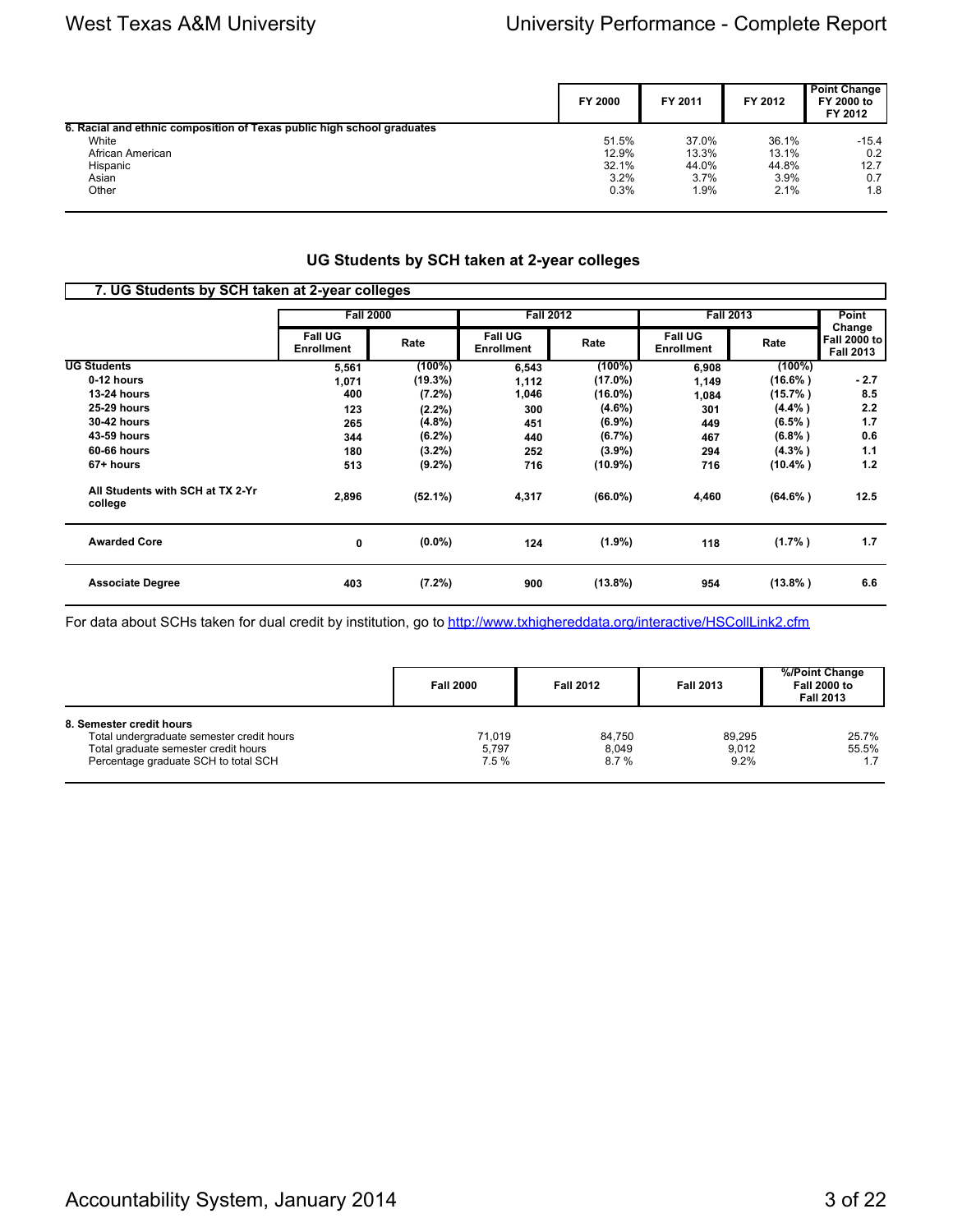| | FY 2000 | FY 2011 | FY 2012 | Point Change FY 2000 to FY 2012 |
|---|---|---|---|---|
| **6. Racial and ethnic composition of Texas public high school graduates** | | | | |
| White | 51.5% | 37.0% | 36.1% | -15.4 |
| African American | 12.9% | 13.3% | 13.1% | 0.2 |
| Hispanic | 32.1% | 44.0% | 44.8% | 12.7 |
| Asian | 3.2% | 3.7% | 3.9% | 0.7 |
| Other | 0.3% | 1.9% | 2.1% | 1.8 |

## UG Students by SCH taken at 2-year colleges

**7. UG Students by SCH taken at 2-year colleges**

| | Fall 2000 | | Fall 2012 | | Fall 2013 | | Point Change |
|---|---|---|---|---|---|---|---|
| | Fall UG Enrollment | Rate | Fall UG Enrollment | Rate | Fall UG Enrollment | Rate | Fall 2000 to Fall 2013 |
| **UG Students** | **5,561** | **(100%)** | **6,543** | **(100%)** | **6,908** | **(100%)** | |
| **0-12 hours** | **1,071** | **(19.3%)** | **1,112** | **(17.0%)** | **1,149** | **(16.6% )** | **- 2.7** |
| **13-24 hours** | **400** | **(7.2%)** | **1,046** | **(16.0%)** | **1,084** | **(15.7% )** | **8.5** |
| **25-29 hours** | **123** | **(2.2%)** | **300** | **(4.6%)** | **301** | **(4.4% )** | **2.2** |
| **30-42 hours** | **265** | **(4.8%)** | **451** | **(6.9%)** | **449** | **(6.5% )** | **1.7** |
| **43-59 hours** | **344** | **(6.2%)** | **440** | **(6.7%)** | **467** | **(6.8% )** | **0.6** |
| **60-66 hours** | **180** | **(3.2%)** | **252** | **(3.9%)** | **294** | **(4.3% )** | **1.1** |
| **67+ hours** | **513** | **(9.2%)** | **716** | **(10.9%)** | **716** | **(10.4% )** | **1.2** |
| **All Students with SCH at TX 2-Yr college** | **2,896** | **(52.1%)** | **4,317** | **(66.0%)** | **4,460** | **(64.6% )** | **12.5** |
| **Awarded Core** | **0** | **(0.0%)** | **124** | **(1.9%)** | **118** | **(1.7% )** | **1.7** |
| **Associate Degree** | **403** | **(7.2%)** | **900** | **(13.8%)** | **954** | **(13.8% )** | **6.6** |

For data about SCHs taken for dual credit by institution, go to http://www.txhighereddata.org/interactive/HSCollLink2.cfm

| | Fall 2000 | Fall 2012 | Fall 2013 | %/Point Change Fall 2000 to Fall 2013 |
|---|---|---|---|---|
| **8. Semester credit hours** | | | | |
| Total undergraduate semester credit hours | 71,019 | 84,750 | 89,295 | 25.7% |
| Total graduate semester credit hours | 5,797 | 8,049 | 9,012 | 55.5% |
| Percentage graduate SCH to total SCH | 7.5 % | 8.7 % | 9.2% | 1.7 |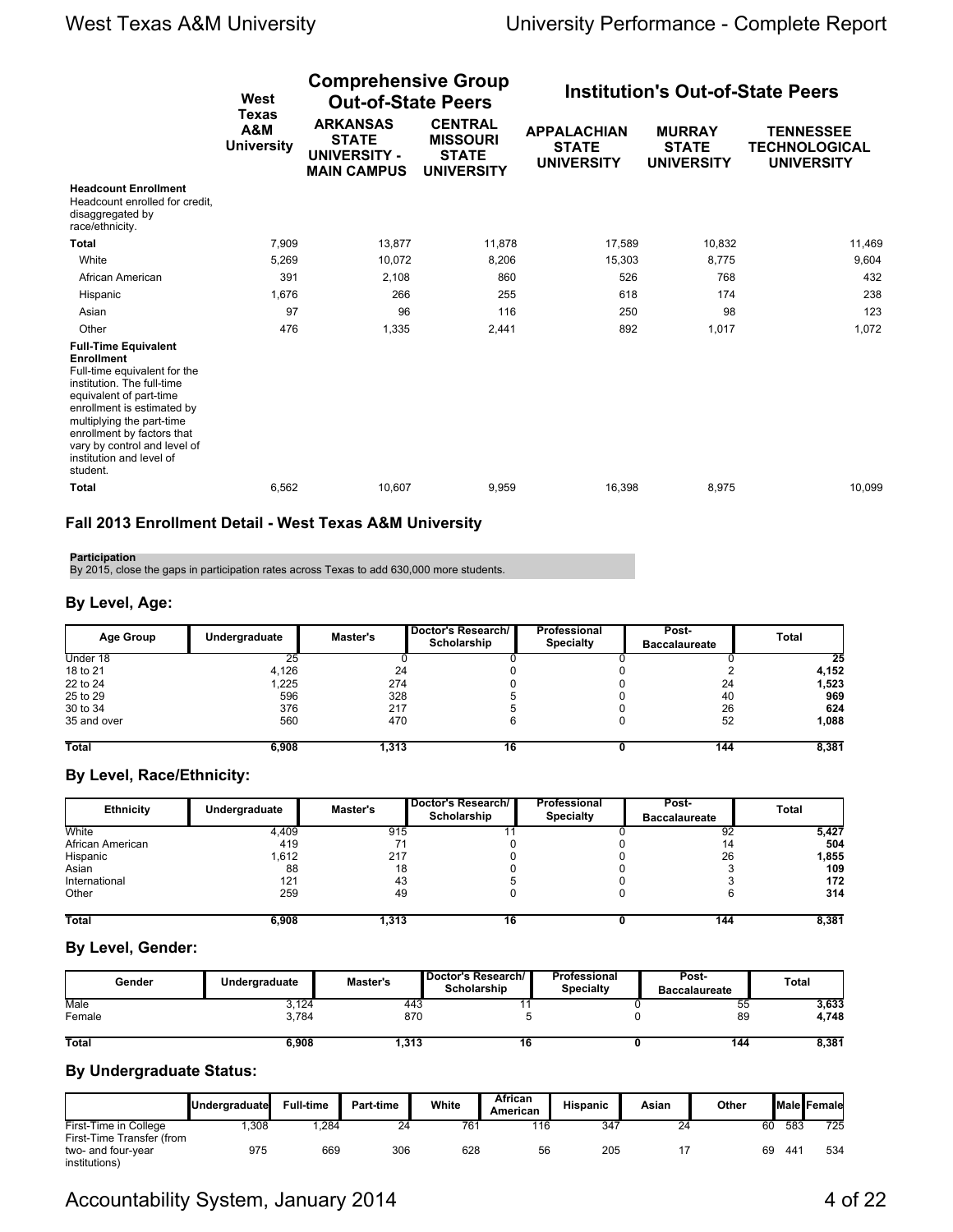| | West Texas A&M University | Comprehensive Group Out-of-State Peers | | Institution's Out-of-State Peers | | |
|---|---|---|---|---|---|---|
| | | ARKANSAS STATE UNIVERSITY - MAIN CAMPUS | CENTRAL MISSOURI STATE UNIVERSITY | APPALACHIAN STATE UNIVERSITY | MURRAY STATE UNIVERSITY | TENNESSEE TECHNOLOGICAL UNIVERSITY |
| **Headcount Enrollment** Headcount enrolled for credit, disaggregated by race/ethnicity. | | | | | | |
| **Total** | 7,909 | 13,877 | 11,878 | 17,589 | 10,832 | 11,469 |
| White | 5,269 | 10,072 | 8,206 | 15,303 | 8,775 | 9,604 |
| African American | 391 | 2,108 | 860 | 526 | 768 | 432 |
| Hispanic | 1,676 | 266 | 255 | 618 | 174 | 238 |
| Asian | 97 | 96 | 116 | 250 | 98 | 123 |
| Other | 476 | 1,335 | 2,441 | 892 | 1,017 | 1,072 |
| **Full-Time Equivalent Enrollment** Full-time equivalent for the institution. The full-time equivalent of part-time enrollment is estimated by multiplying the part-time enrollment by factors that vary by control and level of institution and level of student. | | | | | | |
| **Total** | 6,562 | 10,607 | 9,959 | 16,398 | 8,975 | 10,099 |

## Fall 2013 Enrollment Detail - West Texas A&M University

**Participation**
By 2015, close the gaps in participation rates across Texas to add 630,000 more students.

### By Level, Age:

| Age Group | Undergraduate | Master's | Doctor's Research/ Scholarship | Professional Specialty | Post-Baccalaureate | Total |
|---|---|---|---|---|---|---|
| Under 18 | 25 | 0 | 0 | 0 | 0 | **25** |
| 18 to 21 | 4,126 | 24 | 0 | 0 | 2 | **4,152** |
| 22 to 24 | 1,225 | 274 | 0 | 0 | 24 | **1,523** |
| 25 to 29 | 596 | 328 | 5 | 0 | 40 | **969** |
| 30 to 34 | 376 | 217 | 5 | 0 | 26 | **624** |
| 35 and over | 560 | 470 | 6 | 0 | 52 | **1,088** |
| **Total** | **6,908** | **1,313** | **16** | **0** | **144** | **8,381** |

### By Level, Race/Ethnicity:

| Ethnicity | Undergraduate | Master's | Doctor's Research/ Scholarship | Professional Specialty | Post-Baccalaureate | Total |
|---|---|---|---|---|---|---|
| White | 4,409 | 915 | 11 | 0 | 92 | **5,427** |
| African American | 419 | 71 | 0 | 0 | 14 | **504** |
| Hispanic | 1,612 | 217 | 0 | 0 | 26 | **1,855** |
| Asian | 88 | 18 | 0 | 0 | 3 | **109** |
| International | 121 | 43 | 5 | 0 | 3 | **172** |
| Other | 259 | 49 | 0 | 0 | 6 | **314** |
| **Total** | **6,908** | **1,313** | **16** | **0** | **144** | **8,381** |

### By Level, Gender:

| Gender | Undergraduate | Master's | Doctor's Research/ Scholarship | Professional Specialty | Post-Baccalaureate | Total |
|---|---|---|---|---|---|---|
| Male | 3,124 | 443 | 11 | 0 | 55 | **3,633** |
| Female | 3,784 | 870 | 5 | 0 | 89 | **4,748** |
| **Total** | **6,908** | **1,313** | **16** | **0** | **144** | **8,381** |

### By Undergraduate Status:

| | Undergraduate | Full-time | Part-time | White | African American | Hispanic | Asian | Other | Male | Female |
|---|---|---|---|---|---|---|---|---|---|---|
| First-Time in College | 1,308 | 1,284 | 24 | 761 | 116 | 347 | 24 | 60 | 583 | 725 |
| First-Time Transfer (from two- and four-year institutions) | 975 | 669 | 306 | 628 | 56 | 205 | 17 | 69 | 441 | 534 |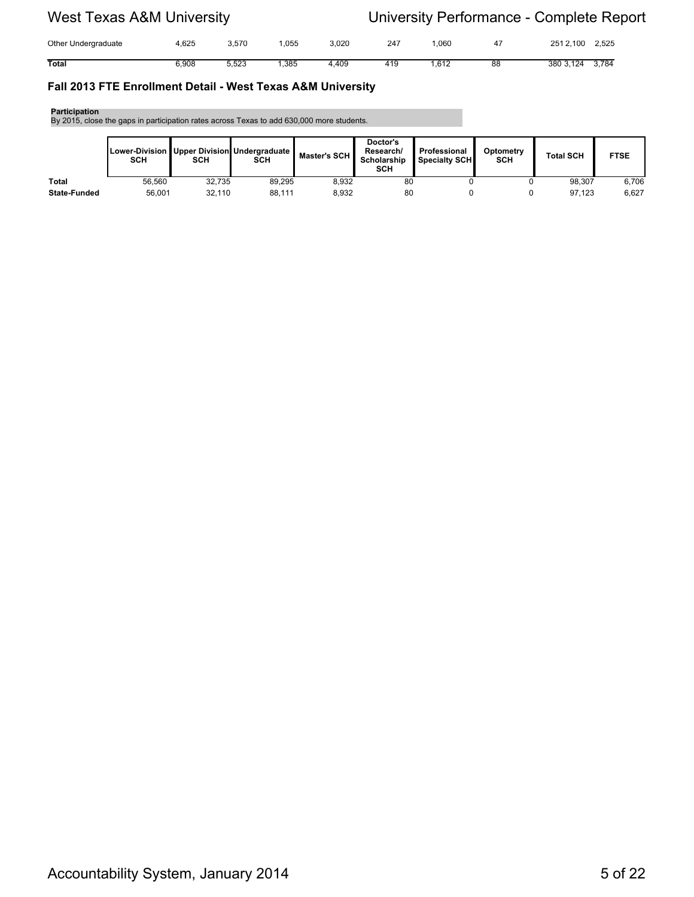| Other Undergraduate | 4,625 | 3,570 | 1,055 | 3,020 | 247 | 1,060 | 47 | 251 | 2,100 | 2,525 |
|---|---|---|---|---|---|---|---|---|---|---|
| **Total** | 6,908 | 5,523 | 1,385 | 4,409 | 419 | 1,612 | 88 | 380 | 3,124 | 3,784 |

### Fall 2013 FTE Enrollment Detail - West Texas A&M University

**Participation**
By 2015, close the gaps in participation rates across Texas to add 630,000 more students.

| | Lower-Division SCH | Upper Division SCH | Undergraduate SCH | Master's SCH | Doctor's Research/ Scholarship SCH | Professional Specialty SCH | Optometry SCH | Total SCH | FTSE |
|---|---|---|---|---|---|---|---|---|---|
| **Total** | 56,560 | 32,735 | 89,295 | 8,932 | 80 | 0 | 0 | 98,307 | 6,706 |
| **State-Funded** | 56,001 | 32,110 | 88,111 | 8,932 | 80 | 0 | 0 | 97,123 | 6,627 |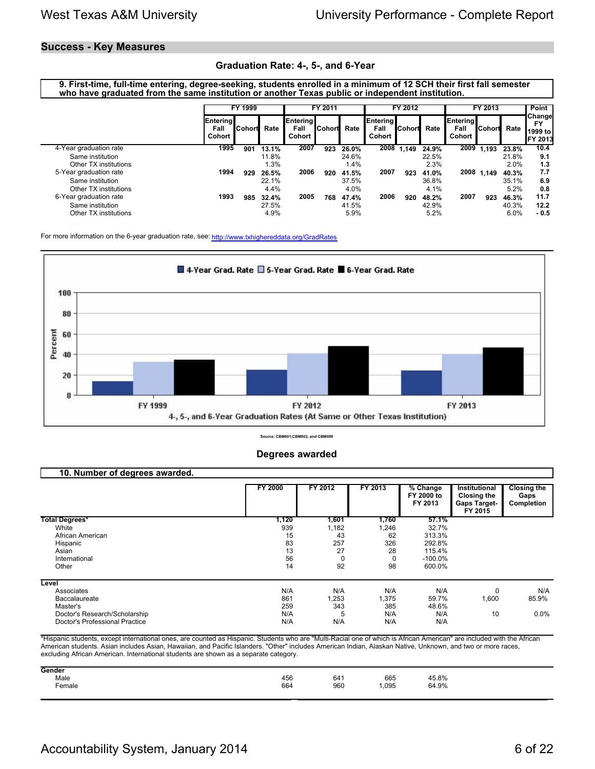## Success - Key Measures

### Graduation Rate: 4-, 5-, and 6-Year

**9. First-time, full-time entering, degree-seeking, students enrolled in a minimum of 12 SCH their first fall semester who have graduated from the same institution or another Texas public or independent institution.**

| | FY 1999 | | | FY 2011 | | | FY 2012 | | | FY 2013 | | | Point Change FY 1999 to FY 2013 |
|---|---|---|---|---|---|---|---|---|---|---|---|---|---|
| | Entering Fall Cohort | Cohort | Rate | Entering Fall Cohort | Cohort | Rate | Entering Fall Cohort | Cohort | Rate | Entering Fall Cohort | Cohort | Rate | |
| 4-Year graduation rate | 1995 | 901 | 13.1% | 2007 | 923 | 26.0% | 2008 | 1,149 | 24.9% | 2009 | 1,193 | 23.8% | 10.4 |
| Same institution | | | 11.8% | | | 24.6% | | | 22.5% | | | 21.8% | 9.1 |
| Other TX institutions | | | 1.3% | | | 1.4% | | | 2.3% | | | 2.0% | 1.3 |
| 5-Year graduation rate | 1994 | 929 | 26.5% | 2006 | 920 | 41.5% | 2007 | 923 | 41.0% | 2008 | 1,149 | 40.3% | 7.7 |
| Same institution | | | 22.1% | | | 37.5% | | | 36.8% | | | 35.1% | 6.9 |
| Other TX institutions | | | 4.4% | | | 4.0% | | | 4.1% | | | 5.2% | 0.8 |
| 6-Year graduation rate | 1993 | 985 | 32.4% | 2005 | 768 | 47.4% | 2006 | 920 | 48.2% | 2007 | 923 | 46.3% | 11.7 |
| Same institution | | | 27.5% | | | 41.5% | | | 42.9% | | | 40.3% | 12.2 |
| Other TX institutions | | | 4.9% | | | 5.9% | | | 5.2% | | | 6.0% | - 0.5 |

For more information on the 6-year graduation rate, see: http://www.txhighereddata.org/GradRates

4-, 5-, and 6-Year Graduation Rates (At Same or Other Texas Institution)

Source: CBM001,CBM002, and CBM009

### Degrees awarded

**10. Number of degrees awarded.**

| | FY 2000 | FY 2012 | FY 2013 | % Change FY 2000 to FY 2013 | Institutional Closing the Gaps Target- FY 2015 | Closing the Gaps Completion |
|---|---|---|---|---|---|---|
| **Total Degrees*** | 1,120 | 1,601 | 1,760 | 57.1% | | |
| White | 939 | 1,182 | 1,246 | 32.7% | | |
| African American | 15 | 43 | 62 | 313.3% | | |
| Hispanic | 83 | 257 | 326 | 292.8% | | |
| Asian | 13 | 27 | 28 | 115.4% | | |
| International | 56 | 0 | 0 | -100.0% | | |
| Other | 14 | 92 | 98 | 600.0% | | |
| **Level** | | | | | | |
| Associates | N/A | N/A | N/A | N/A | 0 | N/A |
| Baccalaureate | 861 | 1,253 | 1,375 | 59.7% | 1,600 | 85.9% |
| Master's | 259 | 343 | 385 | 48.6% | | |
| Doctor's Research/Scholarship | N/A | 5 | N/A | N/A | 10 | 0.0% |
| Doctor's Professional Practice | N/A | N/A | N/A | N/A | | |

*Hispanic students, except international ones, are counted as Hispanic. Students who are "Multi-Racial one of which is African American" are included with the African American students. Asian includes Asian, Hawaiian, and Pacific Islanders. "Other" includes American Indian, Alaskan Native, Unknown, and two or more races, excluding African American. International students are shown as a separate category.

| **Gender** | FY 2000 | FY 2012 | FY 2013 | % Change FY 2000 to FY 2013 |
|---|---|---|---|---|
| Male | 456 | 641 | 665 | 45.8% |
| Female | 664 | 960 | 1,095 | 64.9% |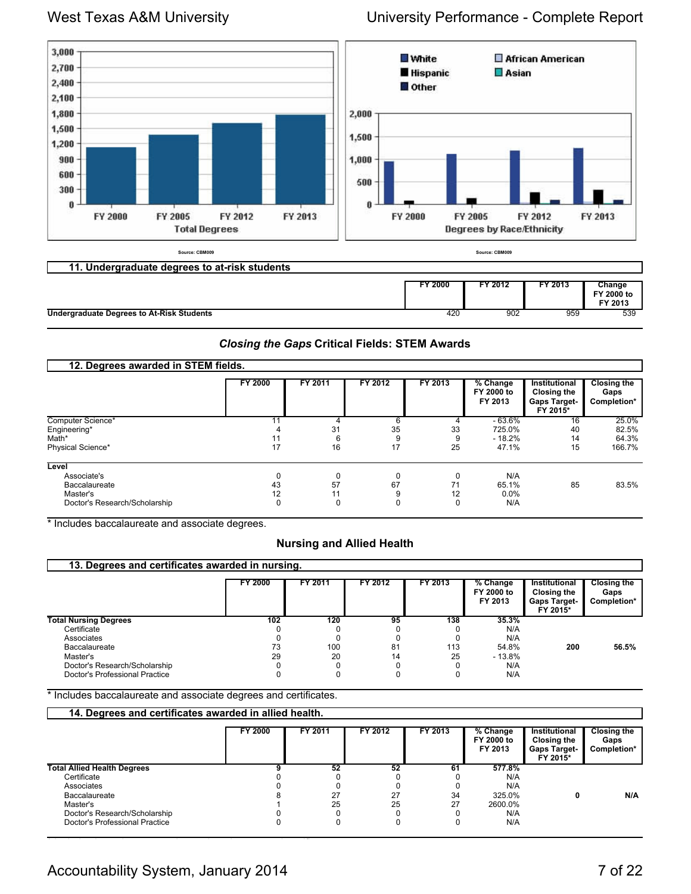Source: CBM009

Source: CBM009

## 11. Undergraduate degrees to at-risk students

| | FY 2000 | FY 2012 | FY 2013 | Change FY 2000 to FY 2013 |
|---|---|---|---|---|
| **Undergraduate Degrees to At-Risk Students** | 420 | 902 | 959 | 539 |

### *Closing the Gaps* Critical Fields: STEM Awards

## 12. Degrees awarded in STEM fields.

| | FY 2000 | FY 2011 | FY 2012 | FY 2013 | % Change FY 2000 to FY 2013 | Institutional Closing the Gaps Target- FY 2015* | Closing the Gaps Completion* |
|---|---|---|---|---|---|---|---|
| Computer Science* | 11 | 4 | 6 | 4 | - 63.6% | 16 | 25.0% |
| Engineering* | 4 | 31 | 35 | 33 | 725.0% | 40 | 82.5% |
| Math* | 11 | 6 | 9 | 9 | - 18.2% | 14 | 64.3% |
| Physical Science* | 17 | 16 | 17 | 25 | 47.1% | 15 | 166.7% |
| **Level** | | | | | | | |
| Associate's | 0 | 0 | 0 | 0 | N/A | | |
| Baccalaureate | 43 | 57 | 67 | 71 | 65.1% | 85 | 83.5% |
| Master's | 12 | 11 | 9 | 12 | 0.0% | | |
| Doctor's Research/Scholarship | 0 | 0 | 0 | 0 | N/A | | |

\* Includes baccalaureate and associate degrees.

### Nursing and Allied Health

## 13. Degrees and certificates awarded in nursing.

| | FY 2000 | FY 2011 | FY 2012 | FY 2013 | % Change FY 2000 to FY 2013 | Institutional Closing the Gaps Target- FY 2015* | Closing the Gaps Completion* |
|---|---|---|---|---|---|---|---|
| **Total Nursing Degrees** | **102** | **120** | **95** | **138** | **35.3%** | | |
| Certificate | 0 | 0 | 0 | 0 | N/A | | |
| Associates | 0 | 0 | 0 | 0 | N/A | | |
| Baccalaureate | 73 | 100 | 81 | 113 | 54.8% | **200** | **56.5%** |
| Master's | 29 | 20 | 14 | 25 | - 13.8% | | |
| Doctor's Research/Scholarship | 0 | 0 | 0 | 0 | N/A | | |
| Doctor's Professional Practice | 0 | 0 | 0 | 0 | N/A | | |

\* Includes baccalaureate and associate degrees and certificates.

## 14. Degrees and certificates awarded in allied health.

| | FY 2000 | FY 2011 | FY 2012 | FY 2013 | % Change FY 2000 to FY 2013 | Institutional Closing the Gaps Target- FY 2015* | Closing the Gaps Completion* |
|---|---|---|---|---|---|---|---|
| **Total Allied Health Degrees** | **9** | **52** | **52** | **61** | **577.8%** | | |
| Certificate | 0 | 0 | 0 | 0 | N/A | | |
| Associates | 0 | 0 | 0 | 0 | N/A | | |
| Baccalaureate | 8 | 27 | 27 | 34 | 325.0% | **0** | **N/A** |
| Master's | 1 | 25 | 25 | 27 | 2600.0% | | |
| Doctor's Research/Scholarship | 0 | 0 | 0 | 0 | N/A | | |
| Doctor's Professional Practice | 0 | 0 | 0 | 0 | N/A | | |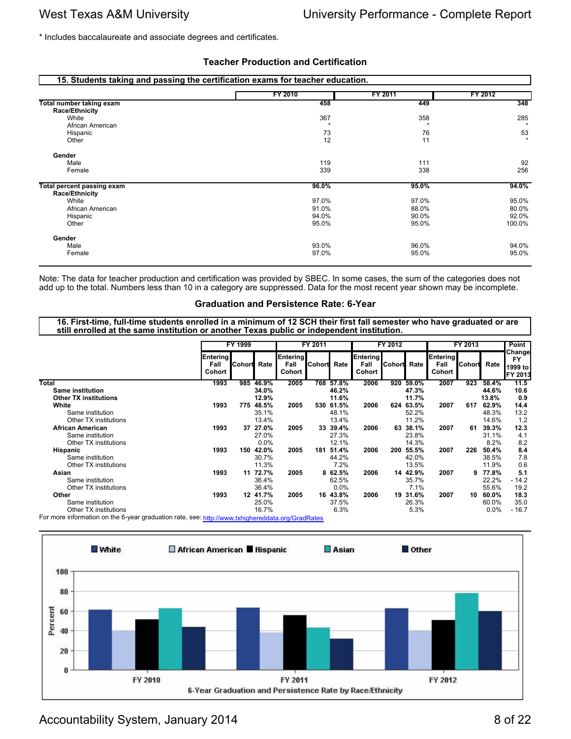* Includes baccalaureate and associate degrees and certificates.

## Teacher Production and Certification

### 15. Students taking and passing the certification exams for teacher education.

| | FY 2010 | FY 2011 | FY 2012 |
|---|---|---|---|
| **Total number taking exam** | **458** | **449** | **348** |
| **Race/Ethnicity** | | | |
| White | 367 | 358 | 285 |
| African American | * | * | * |
| Hispanic | 73 | 76 | 53 |
| Other | 12 | 11 | * |
| **Gender** | | | |
| Male | 119 | 111 | 92 |
| Female | 339 | 338 | 256 |
| **Total percent passing exam** | **96.0%** | **95.0%** | **94.0%** |
| **Race/Ethnicity** | | | |
| White | 97.0% | 97.0% | 95.0% |
| African American | 91.0% | 88.0% | 80.0% |
| Hispanic | 94.0% | 90.0% | 92.0% |
| Other | 95.0% | 95.0% | 100.0% |
| **Gender** | | | |
| Male | 93.0% | 96.0% | 94.0% |
| Female | 97.0% | 95.0% | 95.0% |

Note: The data for teacher production and certification was provided by SBEC. In some cases, the sum of the categories does not add up to the total. Numbers less than 10 in a category are suppressed. Data for the most recent year shown may be incomplete.

## Graduation and Persistence Rate: 6-Year

### 16. First-time, full-time students enrolled in a minimum of 12 SCH their first fall semester who have graduated or are still enrolled at the same institution or another Texas public or independent institution.

| | FY 1999 | | | FY 2011 | | | FY 2012 | | | FY 2013 | | | Point Change |
|---|---|---|---|---|---|---|---|---|---|---|---|---|---|
| | Entering Fall Cohort | Cohort | Rate | Entering Fall Cohort | Cohort | Rate | Entering Fall Cohort | Cohort | Rate | Entering Fall Cohort | Cohort | Rate | FY 1999 to FY 2013 |
| **Total** | **1993** | **985** | **46.9%** | **2005** | **768** | **57.8%** | **2006** | **920** | **59.0%** | **2007** | **923** | **58.4%** | **11.5** |
| **Same institution** | | | **34.0%** | | | **46.2%** | | | **47.3%** | | | **44.6%** | **10.6** |
| **Other TX institutions** | | | **12.9%** | | | **11.6%** | | | **11.7%** | | | **13.8%** | **0.9** |
| **White** | **1993** | **775** | **48.5%** | **2005** | **530** | **61.5%** | **2006** | **624** | **63.5%** | **2007** | **617** | **62.9%** | **14.4** |
| Same institution | | | 35.1% | | | 48.1% | | | 52.2% | | | 48.3% | 13.2 |
| Other TX institutions | | | 13.4% | | | 13.4% | | | 11.2% | | | 14.6% | 1.2 |
| **African American** | **1993** | **37** | **27.0%** | **2005** | **33** | **39.4%** | **2006** | **63** | **38.1%** | **2007** | **61** | **39.3%** | **12.3** |
| Same institution | | | 27.0% | | | 27.3% | | | 23.8% | | | 31.1% | 4.1 |
| Other TX institutions | | | 0.0% | | | 12.1% | | | 14.3% | | | 8.2% | 8.2 |
| **Hispanic** | **1993** | **150** | **42.0%** | **2005** | **181** | **51.4%** | **2006** | **200** | **55.5%** | **2007** | **226** | **50.4%** | **8.4** |
| Same institution | | | 30.7% | | | 44.2% | | | 42.0% | | | 38.5% | 7.8 |
| Other TX institutions | | | 11.3% | | | 7.2% | | | 13.5% | | | 11.9% | 0.6 |
| **Asian** | **1993** | **11** | **72.7%** | **2005** | **8** | **62.5%** | **2006** | **14** | **42.9%** | **2007** | **9** | **77.8%** | **5.1** |
| Same institution | | | 36.4% | | | 62.5% | | | 35.7% | | | 22.2% | - 14.2 |
| Other TX institutions | | | 36.4% | | | 0.0% | | | 7.1% | | | 55.6% | 19.2 |
| **Other** | **1993** | **12** | **41.7%** | **2005** | **16** | **43.8%** | **2006** | **19** | **31.6%** | **2007** | **10** | **60.0%** | **18.3** |
| Same institution | | | 25.0% | | | 37.5% | | | 26.3% | | | 60.0% | 35.0 |
| Other TX institutions | | | 16.7% | | | 6.3% | | | 5.3% | | | 0.0% | - 16.7 |

For more information on the 6-year graduation rate, see: http://www.txhighereddata.org/GradRates

6-Year Graduation and Persistence Rate by Race/Ethnicity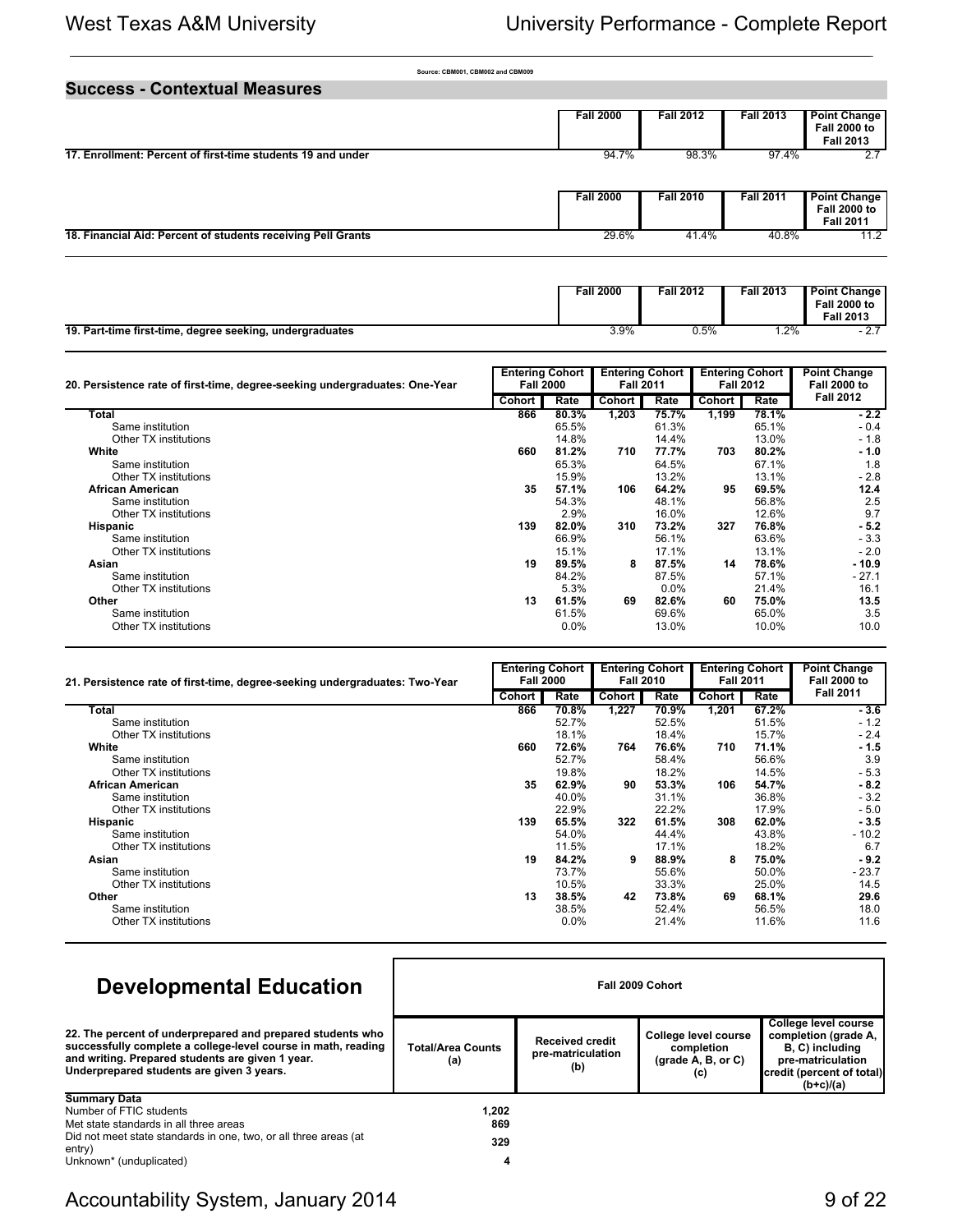Source: CBM001, CBM002 and CBM009

## Success - Contextual Measures

| | Fall 2000 | Fall 2012 | Fall 2013 | Point Change Fall 2000 to Fall 2013 |
|---|---|---|---|---|
| **17. Enrollment: Percent of first-time students 19 and under** | 94.7% | 98.3% | 97.4% | 2.7 |

| | Fall 2000 | Fall 2010 | Fall 2011 | Point Change Fall 2000 to Fall 2011 |
|---|---|---|---|---|
| **18. Financial Aid: Percent of students receiving Pell Grants** | 29.6% | 41.4% | 40.8% | 11.2 |

| | Fall 2000 | Fall 2012 | Fall 2013 | Point Change Fall 2000 to Fall 2013 |
|---|---|---|---|---|
| **19. Part-time first-time, degree seeking, undergraduates** | 3.9% | 0.5% | 1.2% | - 2.7 |

| **20. Persistence rate of first-time, degree-seeking undergraduates: One-Year** | Entering Cohort Fall 2000 | | Entering Cohort Fall 2011 | | Entering Cohort Fall 2012 | | Point Change Fall 2000 to Fall 2012 |
|---|---|---|---|---|---|---|---|
| | Cohort | Rate | Cohort | Rate | Cohort | Rate | |
| **Total** | **866** | **80.3%** | **1,203** | **75.7%** | **1,199** | **78.1%** | **- 2.2** |
| Same institution | | 65.5% | | 61.3% | | 65.1% | - 0.4 |
| Other TX institutions | | 14.8% | | 14.4% | | 13.0% | - 1.8 |
| **White** | **660** | **81.2%** | **710** | **77.7%** | **703** | **80.2%** | **- 1.0** |
| Same institution | | 65.3% | | 64.5% | | 67.1% | 1.8 |
| Other TX institutions | | 15.9% | | 13.2% | | 13.1% | - 2.8 |
| **African American** | **35** | **57.1%** | **106** | **64.2%** | **95** | **69.5%** | **12.4** |
| Same institution | | 54.3% | | 48.1% | | 56.8% | 2.5 |
| Other TX institutions | | 2.9% | | 16.0% | | 12.6% | 9.7 |
| **Hispanic** | **139** | **82.0%** | **310** | **73.2%** | **327** | **76.8%** | **- 5.2** |
| Same institution | | 66.9% | | 56.1% | | 63.6% | - 3.3 |
| Other TX institutions | | 15.1% | | 17.1% | | 13.1% | - 2.0 |
| **Asian** | **19** | **89.5%** | **8** | **87.5%** | **14** | **78.6%** | **- 10.9** |
| Same institution | | 84.2% | | 87.5% | | 57.1% | - 27.1 |
| Other TX institutions | | 5.3% | | 0.0% | | 21.4% | 16.1 |
| **Other** | **13** | **61.5%** | **69** | **82.6%** | **60** | **75.0%** | **13.5** |
| Same institution | | 61.5% | | 69.6% | | 65.0% | 3.5 |
| Other TX institutions | | 0.0% | | 13.0% | | 10.0% | 10.0 |

| **21. Persistence rate of first-time, degree-seeking undergraduates: Two-Year** | Entering Cohort Fall 2000 | | Entering Cohort Fall 2010 | | Entering Cohort Fall 2011 | | Point Change Fall 2000 to Fall 2011 |
|---|---|---|---|---|---|---|---|
| | Cohort | Rate | Cohort | Rate | Cohort | Rate | |
| **Total** | **866** | **70.8%** | **1,227** | **70.9%** | **1,201** | **67.2%** | **- 3.6** |
| Same institution | | 52.7% | | 52.5% | | 51.5% | - 1.2 |
| Other TX institutions | | 18.1% | | 18.4% | | 15.7% | - 2.4 |
| **White** | **660** | **72.6%** | **764** | **76.6%** | **710** | **71.1%** | **- 1.5** |
| Same institution | | 52.7% | | 58.4% | | 56.6% | 3.9 |
| Other TX institutions | | 19.8% | | 18.2% | | 14.5% | - 5.3 |
| **African American** | **35** | **62.9%** | **90** | **53.3%** | **106** | **54.7%** | **- 8.2** |
| Same institution | | 40.0% | | 31.1% | | 36.8% | - 3.2 |
| Other TX institutions | | 22.9% | | 22.2% | | 17.9% | - 5.0 |
| **Hispanic** | **139** | **65.5%** | **322** | **61.5%** | **308** | **62.0%** | **- 3.5** |
| Same institution | | 54.0% | | 44.4% | | 43.8% | - 10.2 |
| Other TX institutions | | 11.5% | | 17.1% | | 18.2% | 6.7 |
| **Asian** | **19** | **84.2%** | **9** | **88.9%** | **8** | **75.0%** | **- 9.2** |
| Same institution | | 73.7% | | 55.6% | | 50.0% | - 23.7 |
| Other TX institutions | | 10.5% | | 33.3% | | 25.0% | 14.5 |
| **Other** | **13** | **38.5%** | **42** | **73.8%** | **69** | **68.1%** | **29.6** |
| Same institution | | 38.5% | | 52.4% | | 56.5% | 18.0 |
| Other TX institutions | | 0.0% | | 21.4% | | 11.6% | 11.6 |

## Developmental Education

| **22. The percent of underprepared and prepared students who successfully complete a college-level course in math, reading and writing. Prepared students are given 1 year. Underprepared students are given 3 years.** | Fall 2009 Cohort | | | |
|---|---|---|---|---|
| | Total/Area Counts (a) | Received credit pre-matriculation (b) | College level course completion (grade A, B, or C) (c) | College level course completion (grade A, B, C) including pre-matriculation credit (percent of total) (b+c)/(a) |
| **Summary Data** | | | | |
| Number of FTIC students | 1,202 | | | |
| Met state standards in all three areas | 869 | | | |
| Did not meet state standards in one, two, or all three areas (at entry) | 329 | | | |
| Unknown* (unduplicated) | 4 | | | |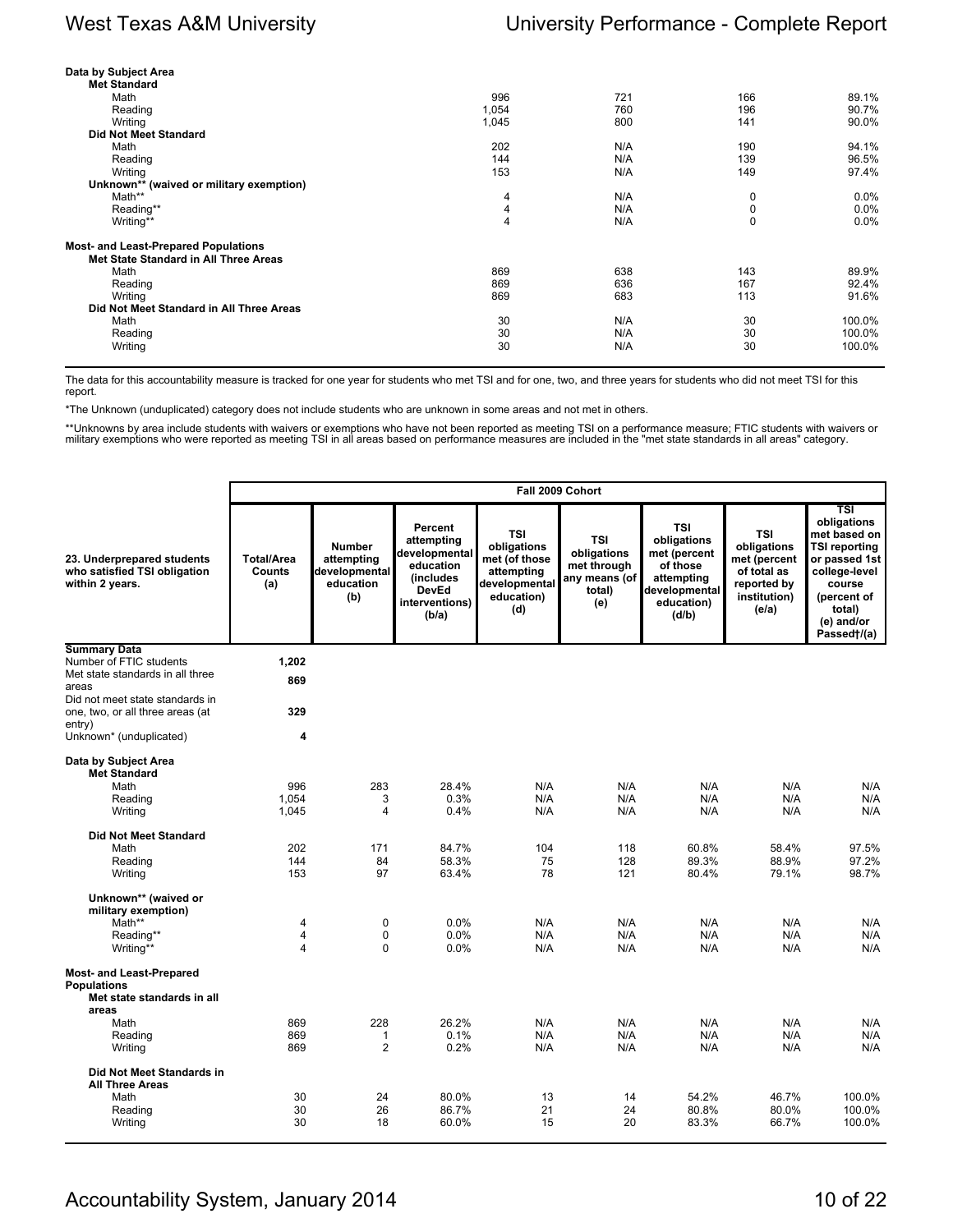| | | | | |
|---|---|---|---|---|
| **Data by Subject Area** | | | | |
| **Met Standard** | | | | |
| Math | 996 | 721 | 166 | 89.1% |
| Reading | 1,054 | 760 | 196 | 90.7% |
| Writing | 1,045 | 800 | 141 | 90.0% |
| **Did Not Meet Standard** | | | | |
| Math | 202 | N/A | 190 | 94.1% |
| Reading | 144 | N/A | 139 | 96.5% |
| Writing | 153 | N/A | 149 | 97.4% |
| **Unknown** (waived or military exemption)** | | | | |
| Math** | 4 | N/A | 0 | 0.0% |
| Reading** | 4 | N/A | 0 | 0.0% |
| Writing** | 4 | N/A | 0 | 0.0% |
| **Most- and Least-Prepared Populations** | | | | |
| **Met State Standard in All Three Areas** | | | | |
| Math | 869 | 638 | 143 | 89.9% |
| Reading | 869 | 636 | 167 | 92.4% |
| Writing | 869 | 683 | 113 | 91.6% |
| **Did Not Meet Standard in All Three Areas** | | | | |
| Math | 30 | N/A | 30 | 100.0% |
| Reading | 30 | N/A | 30 | 100.0% |
| Writing | 30 | N/A | 30 | 100.0% |

The data for this accountability measure is tracked for one year for students who met TSI and for one, two, and three years for students who did not meet TSI for this report.

*The Unknown (unduplicated) category does not include students who are unknown in some areas and not met in others.

**Unknowns by area include students with waivers or exemptions who have not been reported as meeting TSI on a performance measure; FTIC students with waivers or military exemptions who were reported as meeting TSI in all areas based on performance measures are included in the "met state standards in all areas" category.

| | Fall 2009 Cohort | | | | | | | |
|---|---|---|---|---|---|---|---|---|
| **23. Underprepared students who satisfied TSI obligation within 2 years.** | **Total/Area Counts (a)** | **Number attempting developmental education (b)** | **Percent attempting developmental education (includes DevEd interventions) (b/a)** | **TSI obligations met (of those attempting developmental education) (d)** | **TSI obligations met through any means (of total) (e)** | **TSI obligations met (percent of those attempting developmental education) (d/b)** | **TSI obligations met (percent of total as reported by institution) (e/a)** | **TSI obligations met based on TSI reporting or passed 1st college-level course (percent of total) (e) and/or Passed†/(a)** |
| **Summary Data** | | | | | | | | |
| Number of FTIC students | 1,202 | | | | | | | |
| Met state standards in all three areas | 869 | | | | | | | |
| Did not meet state standards in one, two, or all three areas (at entry) | 329 | | | | | | | |
| Unknown* (unduplicated) | 4 | | | | | | | |
| **Data by Subject Area** | | | | | | | | |
| **Met Standard** | | | | | | | | |
| Math | 996 | 283 | 28.4% | N/A | N/A | N/A | N/A | N/A |
| Reading | 1,054 | 3 | 0.3% | N/A | N/A | N/A | N/A | N/A |
| Writing | 1,045 | 4 | 0.4% | N/A | N/A | N/A | N/A | N/A |
| **Did Not Meet Standard** | | | | | | | | |
| Math | 202 | 171 | 84.7% | 104 | 118 | 60.8% | 58.4% | 97.5% |
| Reading | 144 | 84 | 58.3% | 75 | 128 | 89.3% | 88.9% | 97.2% |
| Writing | 153 | 97 | 63.4% | 78 | 121 | 80.4% | 79.1% | 98.7% |
| **Unknown** (waived or military exemption)** | | | | | | | | |
| Math** | 4 | 0 | 0.0% | N/A | N/A | N/A | N/A | N/A |
| Reading** | 4 | 0 | 0.0% | N/A | N/A | N/A | N/A | N/A |
| Writing** | 4 | 0 | 0.0% | N/A | N/A | N/A | N/A | N/A |
| **Most- and Least-Prepared Populations** | | | | | | | | |
| **Met state standards in all areas** | | | | | | | | |
| Math | 869 | 228 | 26.2% | N/A | N/A | N/A | N/A | N/A |
| Reading | 869 | 1 | 0.1% | N/A | N/A | N/A | N/A | N/A |
| Writing | 869 | 2 | 0.2% | N/A | N/A | N/A | N/A | N/A |
| **Did Not Meet Standards in All Three Areas** | | | | | | | | |
| Math | 30 | 24 | 80.0% | 13 | 14 | 54.2% | 46.7% | 100.0% |
| Reading | 30 | 26 | 86.7% | 21 | 24 | 80.8% | 80.0% | 100.0% |
| Writing | 30 | 18 | 60.0% | 15 | 20 | 83.3% | 66.7% | 100.0% |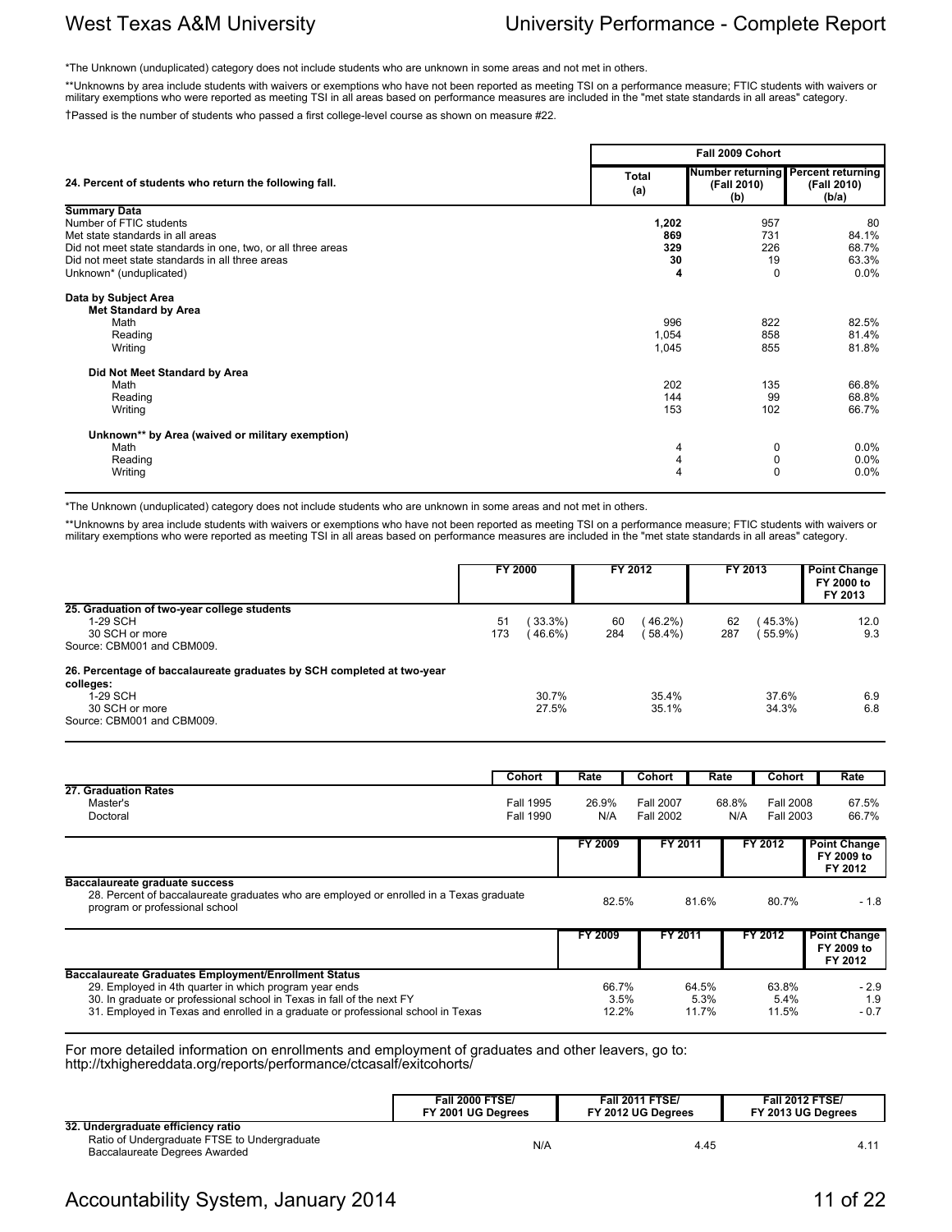*The Unknown (unduplicated) category does not include students who are unknown in some areas and not met in others.

**Unknowns by area include students with waivers or exemptions who have not been reported as meeting TSI on a performance measure; FTIC students with waivers or military exemptions who were reported as meeting TSI in all areas based on performance measures are included in the "met state standards in all areas" category.

†Passed is the number of students who passed a first college-level course as shown on measure #22.

| 24. Percent of students who return the following fall. | Fall 2009 Cohort Total (a) | Number returning (Fall 2010) (b) | Percent returning (Fall 2010) (b/a) |
|---|---|---|---|
| **Summary Data** | | | |
| Number of FTIC students | **1,202** | 957 | 80 |
| Met state standards in all areas | **869** | 731 | 84.1% |
| Did not meet state standards in one, two, or all three areas | **329** | 226 | 68.7% |
| Did not meet state standards in all three areas | **30** | 19 | 63.3% |
| Unknown* (unduplicated) | **4** | 0 | 0.0% |
| **Data by Subject Area** | | | |
| **Met Standard by Area** | | | |
| Math | 996 | 822 | 82.5% |
| Reading | 1,054 | 858 | 81.4% |
| Writing | 1,045 | 855 | 81.8% |
| **Did Not Meet Standard by Area** | | | |
| Math | 202 | 135 | 66.8% |
| Reading | 144 | 99 | 68.8% |
| Writing | 153 | 102 | 66.7% |
| **Unknown** by Area (waived or military exemption)** | | | |
| Math | 4 | 0 | 0.0% |
| Reading | 4 | 0 | 0.0% |
| Writing | 4 | 0 | 0.0% |

*The Unknown (unduplicated) category does not include students who are unknown in some areas and not met in others.

**Unknowns by area include students with waivers or exemptions who have not been reported as meeting TSI on a performance measure; FTIC students with waivers or military exemptions who were reported as meeting TSI in all areas based on performance measures are included in the "met state standards in all areas" category.

| | FY 2000 | FY 2012 | FY 2013 | Point Change FY 2000 to FY 2013 |
|---|---|---|---|---|
| **25. Graduation of two-year college students** | | | | |
| 1-29 SCH | 51 (33.3%) | 60 (46.2%) | 62 (45.3%) | 12.0 |
| 30 SCH or more | 173 (46.6%) | 284 (58.4%) | 287 (55.9%) | 9.3 |
| Source: CBM001 and CBM009. | | | | |
| **26. Percentage of baccalaureate graduates by SCH completed at two-year colleges:** | | | | |
| 1-29 SCH | 30.7% | 35.4% | 37.6% | 6.9 |
| 30 SCH or more | 27.5% | 35.1% | 34.3% | 6.8 |
| Source: CBM001 and CBM009. | | | | |

| | Cohort | Rate | Cohort | Rate | Cohort | Rate |
|---|---|---|---|---|---|---|
| **27. Graduation Rates** | | | | | | |
| Master's | Fall 1995 | 26.9% | Fall 2007 | 68.8% | Fall 2008 | 67.5% |
| Doctoral | Fall 1990 | N/A | Fall 2002 | N/A | Fall 2003 | 66.7% |

| | FY 2009 | FY 2011 | FY 2012 | Point Change FY 2009 to FY 2012 |
|---|---|---|---|---|
| **Baccalaureate graduate success** | | | | |
| 28. Percent of baccalaureate graduates who are employed or enrolled in a Texas graduate program or professional school | 82.5% | 81.6% | 80.7% | - 1.8 |

| | FY 2009 | FY 2011 | FY 2012 | Point Change FY 2009 to FY 2012 |
|---|---|---|---|---|
| **Baccalaureate Graduates Employment/Enrollment Status** | | | | |
| 29. Employed in 4th quarter in which program year ends | 66.7% | 64.5% | 63.8% | - 2.9 |
| 30. In graduate or professional school in Texas in fall of the next FY | 3.5% | 5.3% | 5.4% | 1.9 |
| 31. Employed in Texas and enrolled in a graduate or professional school in Texas | 12.2% | 11.7% | 11.5% | - 0.7 |

For more detailed information on enrollments and employment of graduates and other leavers, go to:
http://txhighereddata.org/reports/performance/ctcasalf/exitcohorts/

| | Fall 2000 FTSE/ FY 2001 UG Degrees | Fall 2011 FTSE/ FY 2012 UG Degrees | Fall 2012 FTSE/ FY 2013 UG Degrees |
|---|---|---|---|
| **32. Undergraduate efficiency ratio** | | | |
| Ratio of Undergraduate FTSE to Undergraduate Baccalaureate Degrees Awarded | N/A | 4.45 | 4.11 |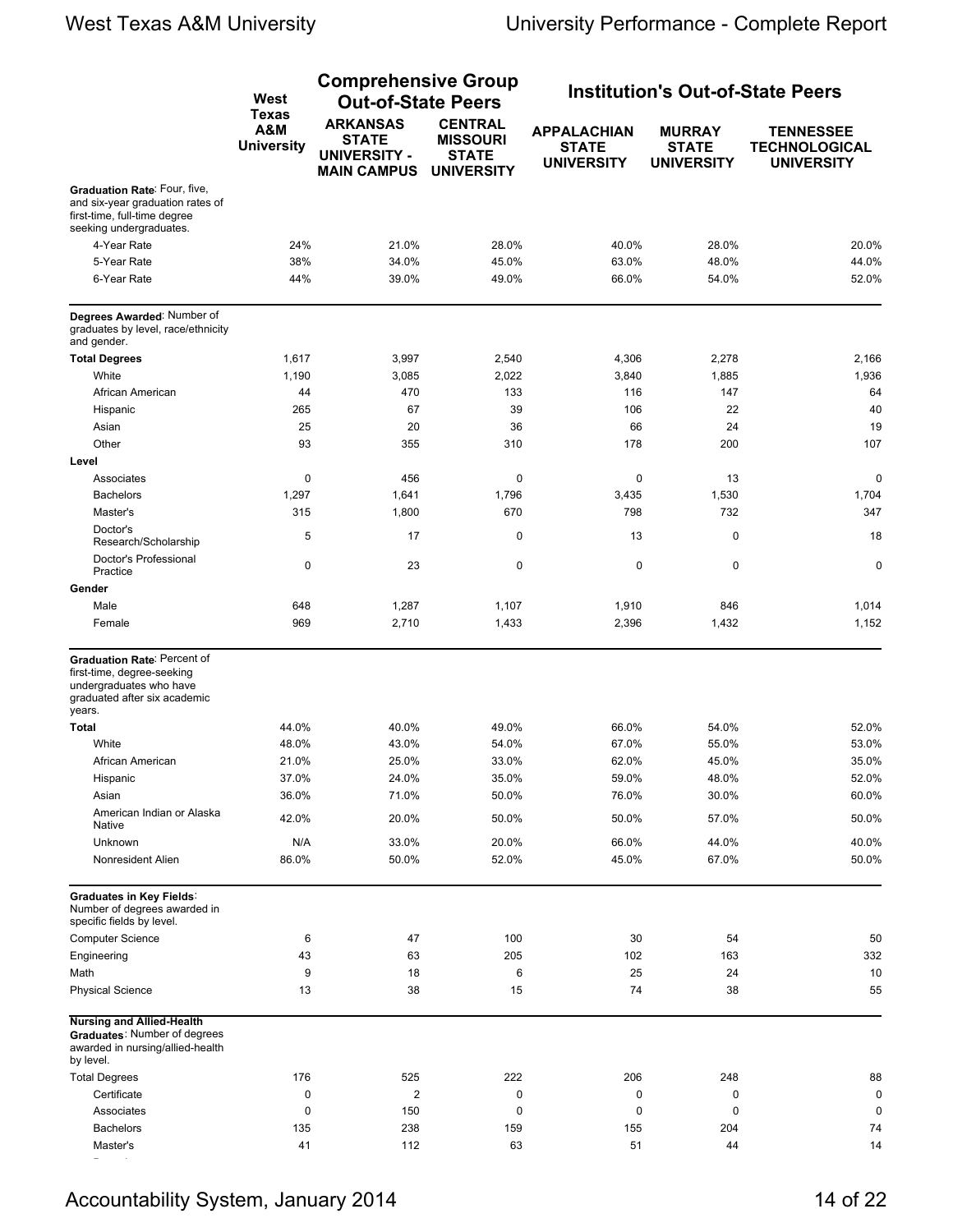|  | West Texas A&M University | Comprehensive Group Out-of-State Peers |  | Institution's Out-of-State Peers |  |  |
|---|---|---|---|---|---|---|
|  |  | ARKANSAS STATE UNIVERSITY - MAIN CAMPUS | CENTRAL MISSOURI STATE UNIVERSITY | APPALACHIAN STATE UNIVERSITY | MURRAY STATE UNIVERSITY | TENNESSEE TECHNOLOGICAL UNIVERSITY |
| **Graduation Rate**: Four, five, and six-year graduation rates of first-time, full-time degree seeking undergraduates. |  |  |  |  |  |  |
| 4-Year Rate | 24% | 21.0% | 28.0% | 40.0% | 28.0% | 20.0% |
| 5-Year Rate | 38% | 34.0% | 45.0% | 63.0% | 48.0% | 44.0% |
| 6-Year Rate | 44% | 39.0% | 49.0% | 66.0% | 54.0% | 52.0% |
| **Degrees Awarded**: Number of graduates by level, race/ethnicity and gender. |  |  |  |  |  |  |
| **Total Degrees** | 1,617 | 3,997 | 2,540 | 4,306 | 2,278 | 2,166 |
| White | 1,190 | 3,085 | 2,022 | 3,840 | 1,885 | 1,936 |
| African American | 44 | 470 | 133 | 116 | 147 | 64 |
| Hispanic | 265 | 67 | 39 | 106 | 22 | 40 |
| Asian | 25 | 20 | 36 | 66 | 24 | 19 |
| Other | 93 | 355 | 310 | 178 | 200 | 107 |
| **Level** |  |  |  |  |  |  |
| Associates | 0 | 456 | 0 | 0 | 13 | 0 |
| Bachelors | 1,297 | 1,641 | 1,796 | 3,435 | 1,530 | 1,704 |
| Master's | 315 | 1,800 | 670 | 798 | 732 | 347 |
| Doctor's Research/Scholarship | 5 | 17 | 0 | 13 | 0 | 18 |
| Doctor's Professional Practice | 0 | 23 | 0 | 0 | 0 | 0 |
| **Gender** |  |  |  |  |  |  |
| Male | 648 | 1,287 | 1,107 | 1,910 | 846 | 1,014 |
| Female | 969 | 2,710 | 1,433 | 2,396 | 1,432 | 1,152 |
| **Graduation Rate**: Percent of first-time, degree-seeking undergraduates who have graduated after six academic years. |  |  |  |  |  |  |
| **Total** | 44.0% | 40.0% | 49.0% | 66.0% | 54.0% | 52.0% |
| White | 48.0% | 43.0% | 54.0% | 67.0% | 55.0% | 53.0% |
| African American | 21.0% | 25.0% | 33.0% | 62.0% | 45.0% | 35.0% |
| Hispanic | 37.0% | 24.0% | 35.0% | 59.0% | 48.0% | 52.0% |
| Asian | 36.0% | 71.0% | 50.0% | 76.0% | 30.0% | 60.0% |
| American Indian or Alaska Native | 42.0% | 20.0% | 50.0% | 50.0% | 57.0% | 50.0% |
| Unknown | N/A | 33.0% | 20.0% | 66.0% | 44.0% | 40.0% |
| Nonresident Alien | 86.0% | 50.0% | 52.0% | 45.0% | 67.0% | 50.0% |
| **Graduates in Key Fields**: Number of degrees awarded in specific fields by level. |  |  |  |  |  |  |
| Computer Science | 6 | 47 | 100 | 30 | 54 | 50 |
| Engineering | 43 | 63 | 205 | 102 | 163 | 332 |
| Math | 9 | 18 | 6 | 25 | 24 | 10 |
| Physical Science | 13 | 38 | 15 | 74 | 38 | 55 |
| **Nursing and Allied-Health Graduates**: Number of degrees awarded in nursing/allied-health by level. |  |  |  |  |  |  |
| Total Degrees | 176 | 525 | 222 | 206 | 248 | 88 |
| Certificate | 0 | 2 | 0 | 0 | 0 | 0 |
| Associates | 0 | 150 | 0 | 0 | 0 | 0 |
| Bachelors | 135 | 238 | 159 | 155 | 204 | 74 |
| Master's | 41 | 112 | 63 | 51 | 44 | 14 |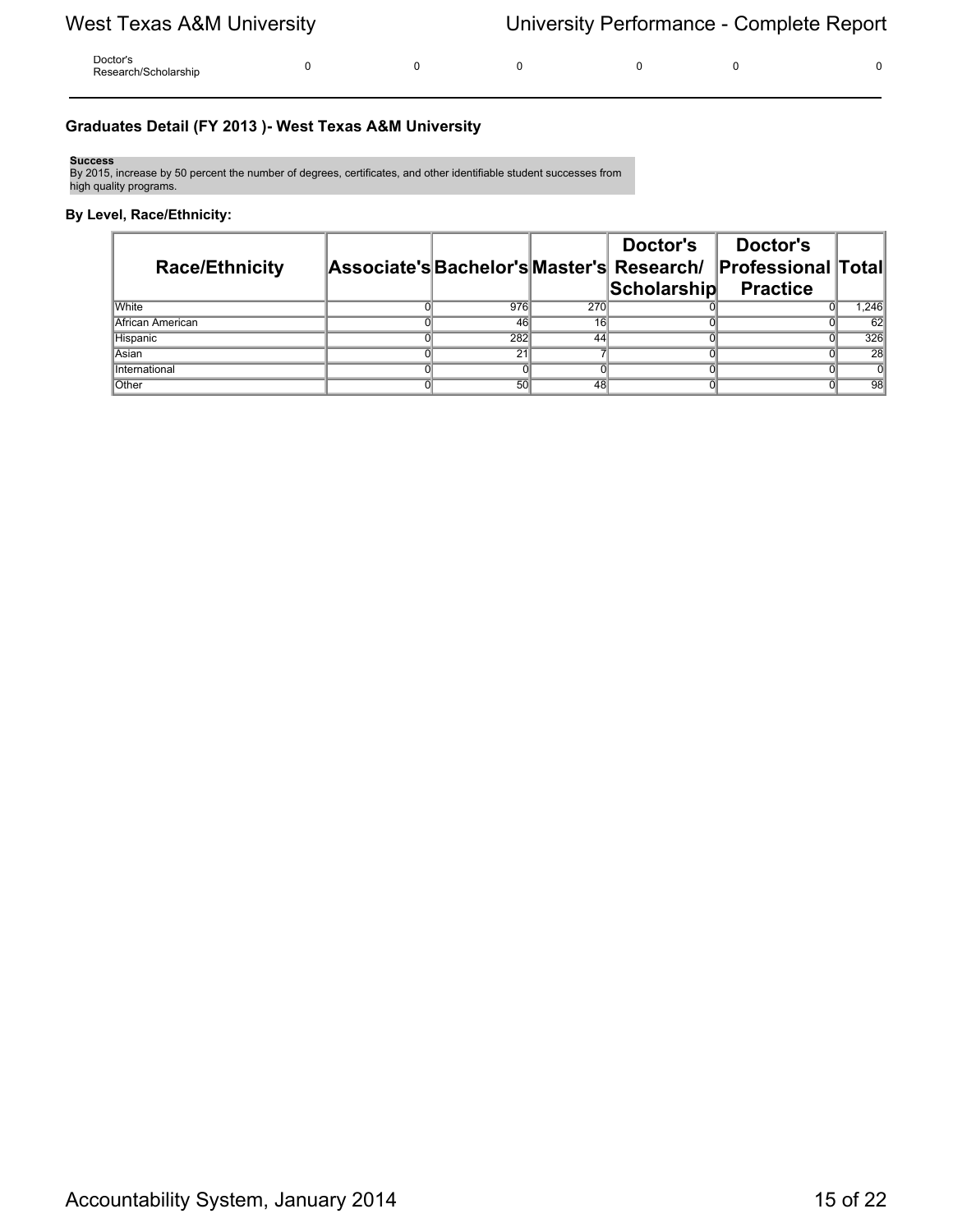| Doctor's Research/Scholarship | 0 | 0 | 0 | 0 | 0 | 0 |
|---|---|---|---|---|---|---|

### Graduates Detail (FY 2013 )- West Texas A&M University

**Success**
By 2015, increase by 50 percent the number of degrees, certificates, and other identifiable student successes from high quality programs.

**By Level, Race/Ethnicity:**

| Race/Ethnicity | Associate's | Bachelor's | Master's | Doctor's Research/ Scholarship | Doctor's Professional Practice | Total |
|---|---|---|---|---|---|---|
| White | 0 | 976 | 270 | 0 | 0 | 1,246 |
| African American | 0 | 46 | 16 | 0 | 0 | 62 |
| Hispanic | 0 | 282 | 44 | 0 | 0 | 326 |
| Asian | 0 | 21 | 7 | 0 | 0 | 28 |
| International | 0 | 0 | 0 | 0 | 0 | 0 |
| Other | 0 | 50 | 48 | 0 | 0 | 98 |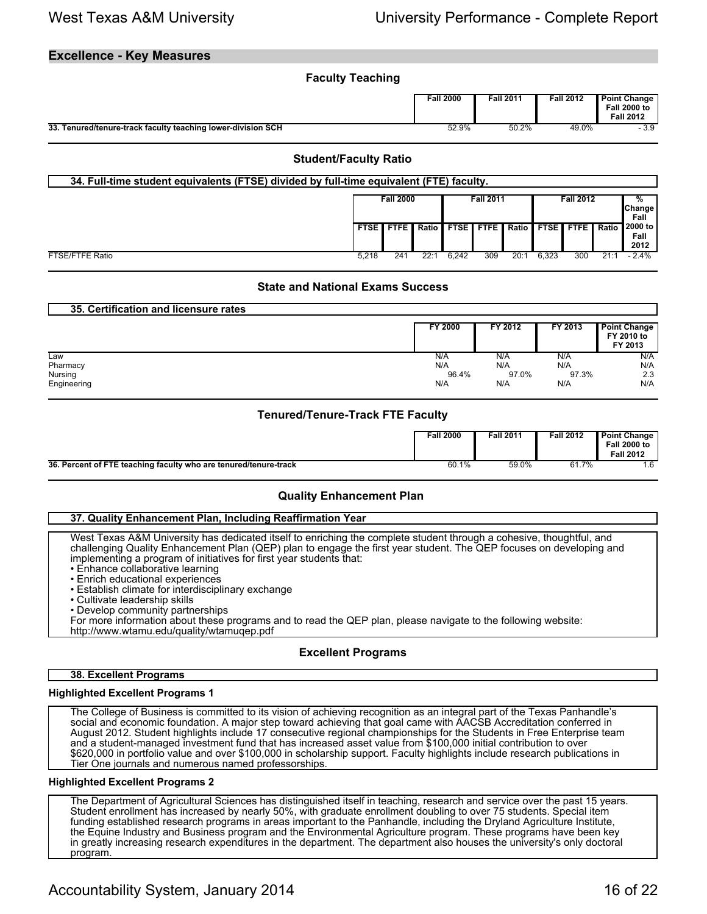## Excellence - Key Measures

### Faculty Teaching

| | Fall 2000 | Fall 2011 | Fall 2012 | Point Change Fall 2000 to Fall 2012 |
|---|---|---|---|---|
| **33. Tenured/tenure-track faculty teaching lower-division SCH** | 52.9% | 50.2% | 49.0% | - 3.9 |

### Student/Faculty Ratio

**34. Full-time student equivalents (FTSE) divided by full-time equivalent (FTE) faculty.**

| | Fall 2000 | | | Fall 2011 | | | Fall 2012 | | | % Change Fall 2000 to Fall 2012 |
|---|---|---|---|---|---|---|---|---|---|---|
| | FTSE | FTFE | Ratio | FTSE | FTFE | Ratio | FTSE | FTFE | Ratio | |
| FTSE/FTFE Ratio | 5,218 | 241 | 22:1 | 6,242 | 309 | 20:1 | 6,323 | 300 | 21:1 | - 2.4% |

### State and National Exams Success

**35. Certification and licensure rates**

| | FY 2000 | FY 2012 | FY 2013 | Point Change FY 2010 to FY 2013 |
|---|---|---|---|---|
| Law | N/A | N/A | N/A | N/A |
| Pharmacy | N/A | N/A | N/A | N/A |
| Nursing | 96.4% | 97.0% | 97.3% | 2.3 |
| Engineering | N/A | N/A | N/A | N/A |

### Tenured/Tenure-Track FTE Faculty

| | Fall 2000 | Fall 2011 | Fall 2012 | Point Change Fall 2000 to Fall 2012 |
|---|---|---|---|---|
| **36. Percent of FTE teaching faculty who are tenured/tenure-track** | 60.1% | 59.0% | 61.7% | 1.6 |

### Quality Enhancement Plan

**37. Quality Enhancement Plan, Including Reaffirmation Year**

West Texas A&M University has dedicated itself to enriching the complete student through a cohesive, thoughtful, and challenging Quality Enhancement Plan (QEP) plan to engage the first year student. The QEP focuses on developing and implementing a program of initiatives for first year students that:

- Enhance collaborative learning
- Enrich educational experiences
- Establish climate for interdisciplinary exchange
- Cultivate leadership skills
- Develop community partnerships

For more information about these programs and to read the QEP plan, please navigate to the following website: http://www.wtamu.edu/quality/wtamuqep.pdf

### Excellent Programs

**38. Excellent Programs**

**Highlighted Excellent Programs 1**

The College of Business is committed to its vision of achieving recognition as an integral part of the Texas Panhandle's social and economic foundation. A major step toward achieving that goal came with AACSB Accreditation conferred in August 2012. Student highlights include 17 consecutive regional championships for the Students in Free Enterprise team and a student-managed investment fund that has increased asset value from $100,000 initial contribution to over $620,000 in portfolio value and over $100,000 in scholarship support. Faculty highlights include research publications in Tier One journals and numerous named professorships.

**Highlighted Excellent Programs 2**

The Department of Agricultural Sciences has distinguished itself in teaching, research and service over the past 15 years. Student enrollment has increased by nearly 50%, with graduate enrollment doubling to over 75 students. Special item funding established research programs in areas important to the Panhandle, including the Dryland Agriculture Institute, the Equine Industry and Business program and the Environmental Agriculture program. These programs have been key in greatly increasing research expenditures in the department. The department also houses the university's only doctoral program.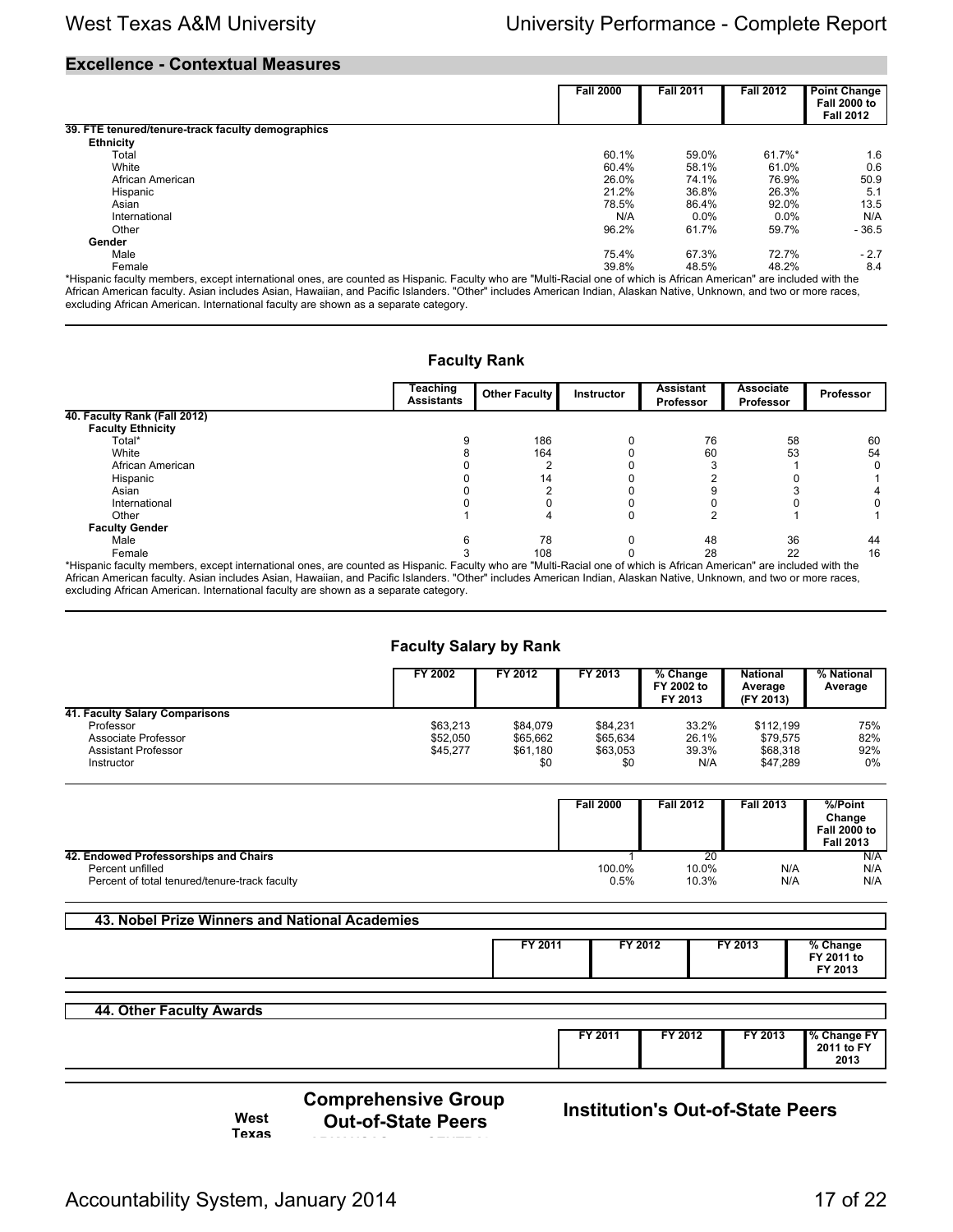## Excellence - Contextual Measures

| | Fall 2000 | Fall 2011 | Fall 2012 | Point Change Fall 2000 to Fall 2012 |
|---|---|---|---|---|
| **39. FTE tenured/tenure-track faculty demographics** | | | | |
| **Ethnicity** | | | | |
| Total | 60.1% | 59.0% | 61.7%* | 1.6 |
| White | 60.4% | 58.1% | 61.0% | 0.6 |
| African American | 26.0% | 74.1% | 76.9% | 50.9 |
| Hispanic | 21.2% | 36.8% | 26.3% | 5.1 |
| Asian | 78.5% | 86.4% | 92.0% | 13.5 |
| International | N/A | 0.0% | 0.0% | N/A |
| Other | 96.2% | 61.7% | 59.7% | - 36.5 |
| **Gender** | | | | |
| Male | 75.4% | 67.3% | 72.7% | - 2.7 |
| Female | 39.8% | 48.5% | 48.2% | 8.4 |

*Hispanic faculty members, except international ones, are counted as Hispanic. Faculty who are "Multi-Racial one of which is African American" are included with the African American faculty. Asian includes Asian, Hawaiian, and Pacific Islanders. "Other" includes American Indian, Alaskan Native, Unknown, and two or more races, excluding African American. International faculty are shown as a separate category.

### Faculty Rank

| | Teaching Assistants | Other Faculty | Instructor | Assistant Professor | Associate Professor | Professor |
|---|---|---|---|---|---|---|
| **40. Faculty Rank (Fall 2012)** | | | | | | |
| **Faculty Ethnicity** | | | | | | |
| Total* | 9 | 186 | 0 | 76 | 58 | 60 |
| White | 8 | 164 | 0 | 60 | 53 | 54 |
| African American | 0 | 2 | 0 | 3 | 1 | 0 |
| Hispanic | 0 | 14 | 0 | 2 | 0 | 1 |
| Asian | 0 | 2 | 0 | 9 | 3 | 4 |
| International | 0 | 0 | 0 | 0 | 0 | 0 |
| Other | 1 | 4 | 0 | 2 | 1 | 1 |
| **Faculty Gender** | | | | | | |
| Male | 6 | 78 | 0 | 48 | 36 | 44 |
| Female | 3 | 108 | 0 | 28 | 22 | 16 |

*Hispanic faculty members, except international ones, are counted as Hispanic. Faculty who are "Multi-Racial one of which is African American" are included with the African American faculty. Asian includes Asian, Hawaiian, and Pacific Islanders. "Other" includes American Indian, Alaskan Native, Unknown, and two or more races, excluding African American. International faculty are shown as a separate category.

### Faculty Salary by Rank

| | FY 2002 | FY 2012 | FY 2013 | % Change FY 2002 to FY 2013 | National Average (FY 2013) | % National Average |
|---|---|---|---|---|---|---|
| **41. Faculty Salary Comparisons** | | | | | | |
| Professor | $63,213 | $84,079 | $84,231 | 33.2% | $112,199 | 75% |
| Associate Professor | $52,050 | $65,662 | $65,634 | 26.1% | $79,575 | 82% |
| Assistant Professor | $45,277 | $61,180 | $63,053 | 39.3% | $68,318 | 92% |
| Instructor | | $0 | $0 | N/A | $47,289 | 0% |

| | Fall 2000 | Fall 2012 | Fall 2013 | %/Point Change Fall 2000 to Fall 2013 |
|---|---|---|---|---|
| **42. Endowed Professorships and Chairs** | 1 | 20 | | N/A |
| Percent unfilled | 100.0% | 10.0% | N/A | N/A |
| Percent of total tenured/tenure-track faculty | 0.5% | 10.3% | N/A | N/A |

### 43. Nobel Prize Winners and National Academies

| | FY 2011 | FY 2012 | FY 2013 | % Change FY 2011 to FY 2013 |
|---|---|---|---|---|

### 44. Other Faculty Awards

| | FY 2011 | FY 2012 | FY 2013 | % Change FY 2011 to FY 2013 |
|---|---|---|---|---|

| West Texas | Comprehensive Group Out-of-State Peers | Institution's Out-of-State Peers |
|---|---|---|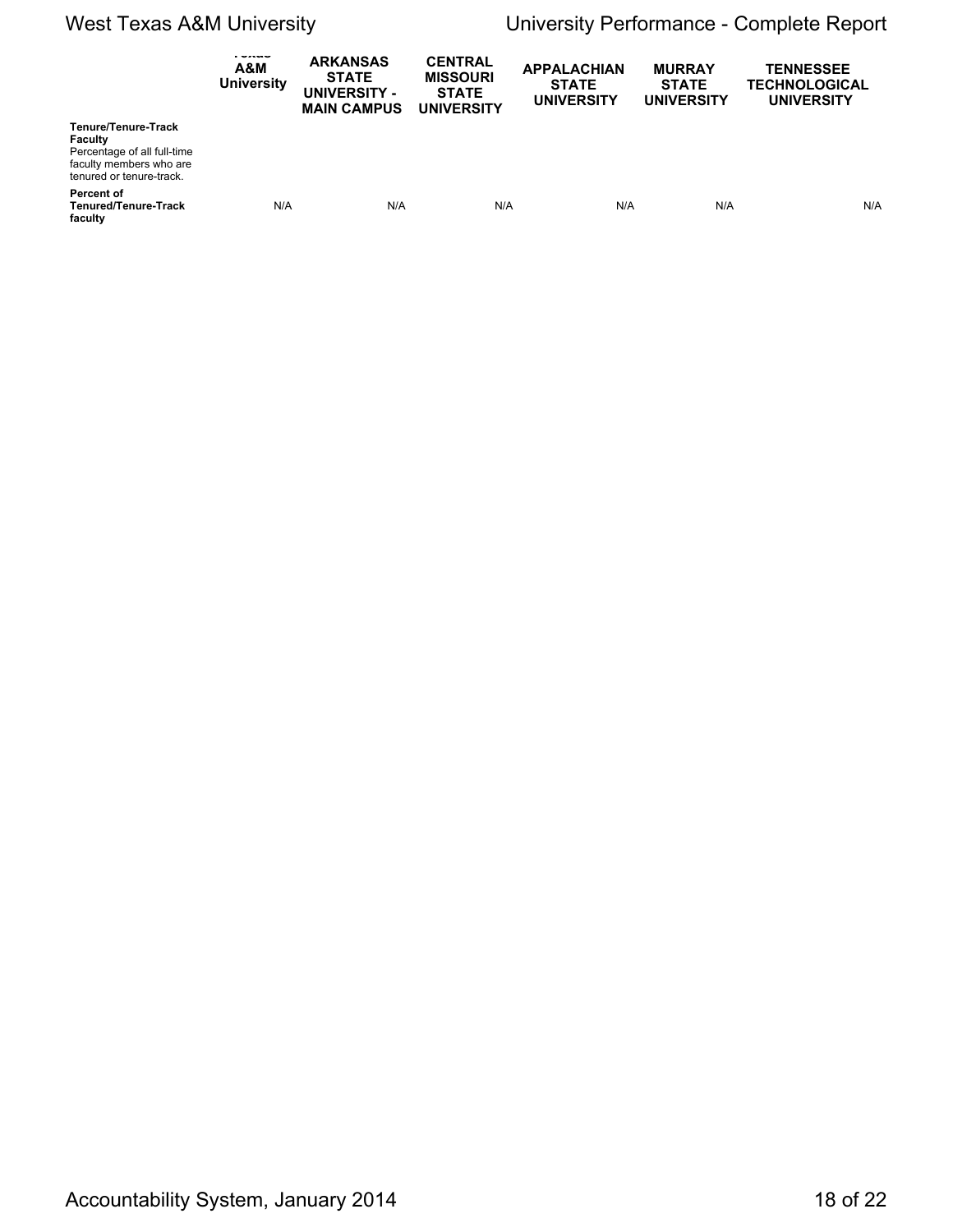|  | Texas A&M University | ARKANSAS STATE UNIVERSITY - MAIN CAMPUS | CENTRAL MISSOURI STATE UNIVERSITY | APPALACHIAN STATE UNIVERSITY | MURRAY STATE UNIVERSITY | TENNESSEE TECHNOLOGICAL UNIVERSITY |
|---|---|---|---|---|---|---|
| **Tenure/Tenure-Track Faculty** Percentage of all full-time faculty members who are tenured or tenure-track. |  |  |  |  |  |  |
| **Percent of Tenured/Tenure-Track faculty** | N/A | N/A | N/A | N/A | N/A | N/A |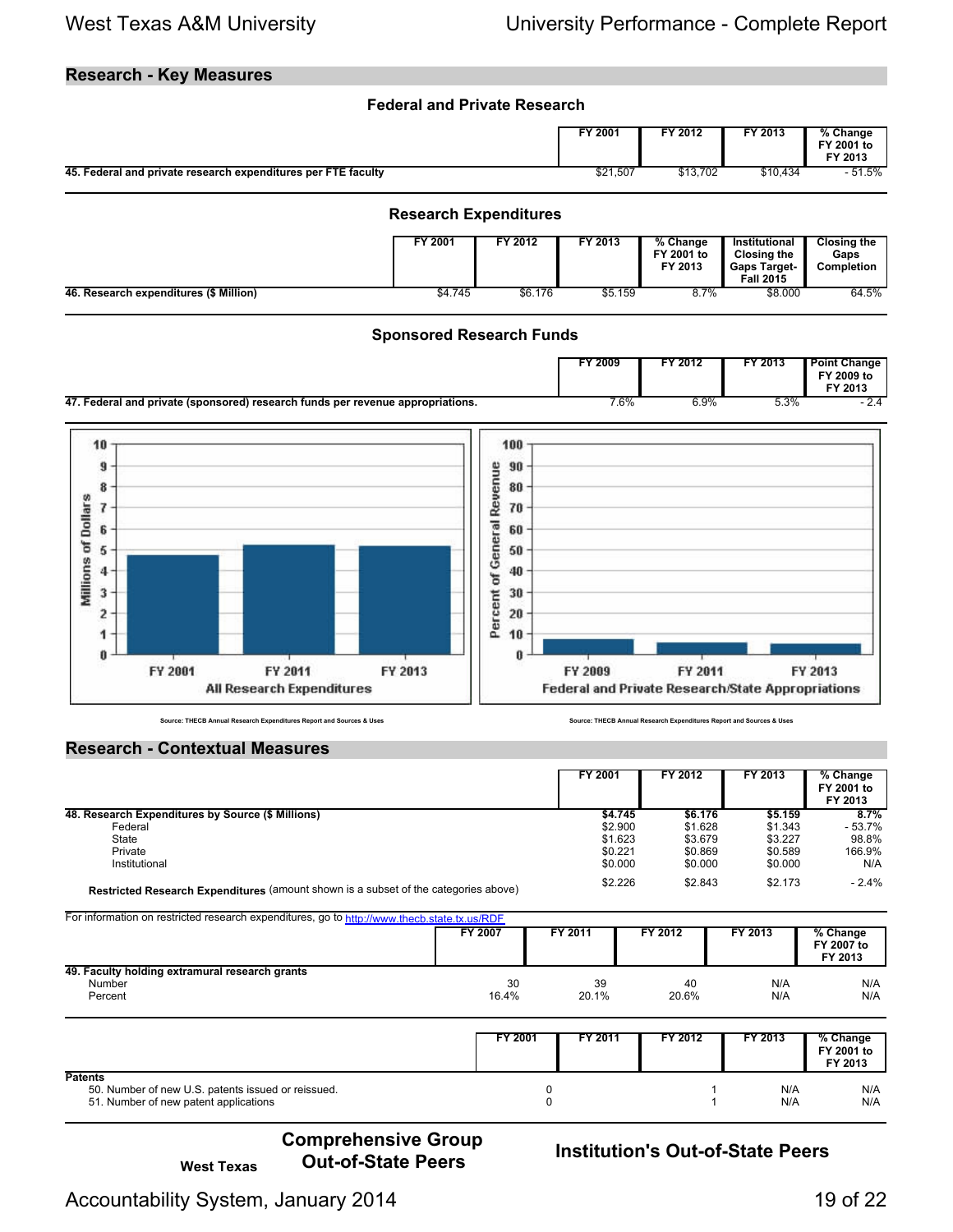## Research - Key Measures

### Federal and Private Research

| | FY 2001 | FY 2012 | FY 2013 | % Change FY 2001 to FY 2013 |
|---|---|---|---|---|
| **45. Federal and private research expenditures per FTE faculty** | $21,507 | $13,702 | $10,434 | - 51.5% |

### Research Expenditures

| | FY 2001 | FY 2012 | FY 2013 | % Change FY 2001 to FY 2013 | Institutional Closing the Gaps Target-Fall 2015 | Closing the Gaps Completion |
|---|---|---|---|---|---|---|
| **46. Research expenditures ($ Million)** | $4.745 | $6.176 | $5.159 | 8.7% | $8.000 | 64.5% |

### Sponsored Research Funds

| | FY 2009 | FY 2012 | FY 2013 | Point Change FY 2009 to FY 2013 |
|---|---|---|---|---|
| **47. Federal and private (sponsored) research funds per revenue appropriations.** | 7.6% | 6.9% | 5.3% | - 2.4 |

Source: THECB Annual Research Expenditures Report and Sources & Uses

Source: THECB Annual Research Expenditures Report and Sources & Uses

## Research - Contextual Measures

| | FY 2001 | FY 2012 | FY 2013 | % Change FY 2001 to FY 2013 |
|---|---|---|---|---|
| **48. Research Expenditures by Source ($ Millions)** | **$4.745** | **$6.176** | **$5.159** | **8.7%** |
| Federal | $2.900 | $1.628 | $1.343 | - 53.7% |
| State | $1.623 | $3.679 | $3.227 | 98.8% |
| Private | $0.221 | $0.869 | $0.589 | 166.9% |
| Institutional | $0.000 | $0.000 | $0.000 | N/A |
| **Restricted Research Expenditures** (amount shown is a subset of the categories above) | $2.226 | $2.843 | $2.173 | - 2.4% |

For information on restricted research expenditures, go to http://www.thecb.state.tx.us/RDF

| | FY 2007 | FY 2011 | FY 2012 | FY 2013 | % Change FY 2007 to FY 2013 |
|---|---|---|---|---|---|
| **49. Faculty holding extramural research grants** | | | | | |
| Number | 30 | 39 | 40 | N/A | N/A |
| Percent | 16.4% | 20.1% | 20.6% | N/A | N/A |

| | FY 2001 | FY 2011 | FY 2012 | FY 2013 | % Change FY 2001 to FY 2013 |
|---|---|---|---|---|---|
| **Patents** | | | | | |
| 50. Number of new U.S. patents issued or reissued. | 0 | | 1 | N/A | N/A |
| 51. Number of new patent applications | 0 | | 1 | N/A | N/A |

**West Texas** **Comprehensive Group Out-of-State Peers** **Institution's Out-of-State Peers**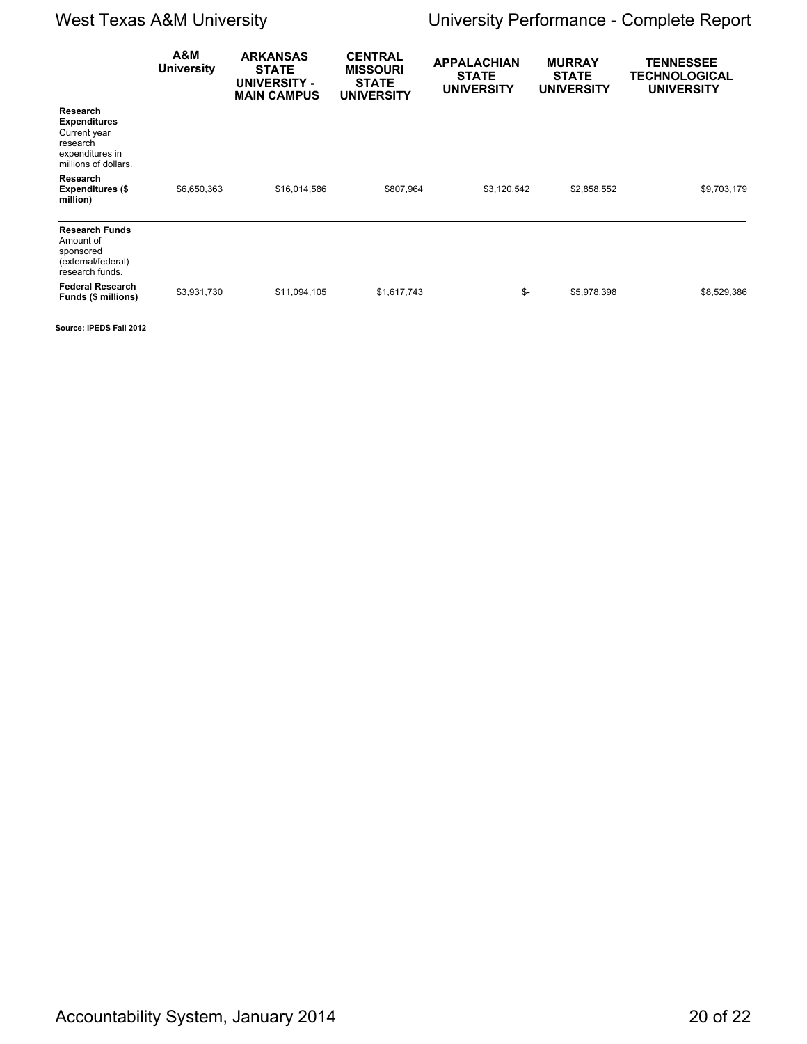| | A&M University | ARKANSAS STATE UNIVERSITY - MAIN CAMPUS | CENTRAL MISSOURI STATE UNIVERSITY | APPALACHIAN STATE UNIVERSITY | MURRAY STATE UNIVERSITY | TENNESSEE TECHNOLOGICAL UNIVERSITY |
|---|---|---|---|---|---|---|
| **Research Expenditures** Current year research expenditures in millions of dollars. | | | | | | |
| **Research Expenditures ($ million)** | $6,650,363 | $16,014,586 | $807,964 | $3,120,542 | $2,858,552 | $9,703,179 |
| **Research Funds** Amount of sponsored (external/federal) research funds. | | | | | | |
| **Federal Research Funds ($ millions)** | $3,931,730 | $11,094,105 | $1,617,743 | $- | $5,978,398 | $8,529,386 |

**Source: IPEDS Fall 2012**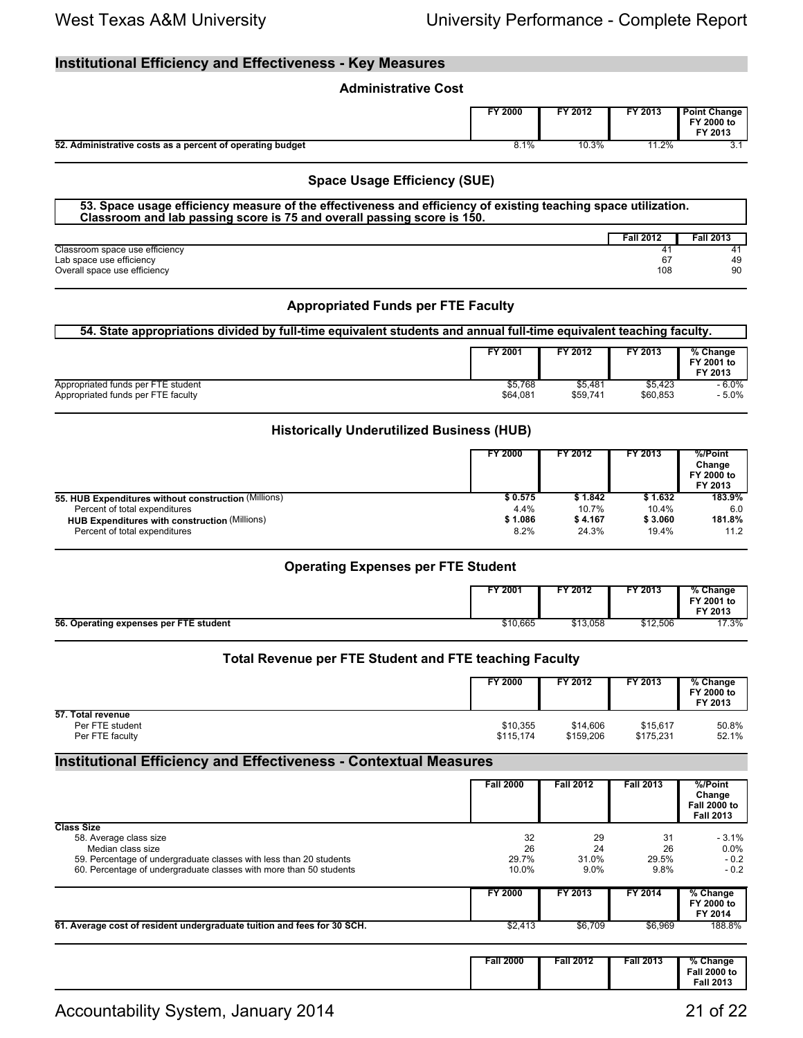## Institutional Efficiency and Effectiveness - Key Measures

### Administrative Cost

| | FY 2000 | FY 2012 | FY 2013 | Point Change FY 2000 to FY 2013 |
|---|---|---|---|---|
| **52. Administrative costs as a percent of operating budget** | 8.1% | 10.3% | 11.2% | 3.1 |

### Space Usage Efficiency (SUE)

**53. Space usage efficiency measure of the effectiveness and efficiency of existing teaching space utilization. Classroom and lab passing score is 75 and overall passing score is 150.**

| | Fall 2012 | Fall 2013 |
|---|---|---|
| Classroom space use efficiency | 41 | 41 |
| Lab space use efficiency | 67 | 49 |
| Overall space use efficiency | 108 | 90 |

### Appropriated Funds per FTE Faculty

**54. State appropriations divided by full-time equivalent students and annual full-time equivalent teaching faculty.**

| | FY 2001 | FY 2012 | FY 2013 | % Change FY 2001 to FY 2013 |
|---|---|---|---|---|
| Appropriated funds per FTE student | $5,768 | $5,481 | $5,423 | - 6.0% |
| Appropriated funds per FTE faculty | $64,081 | $59,741 | $60,853 | - 5.0% |

### Historically Underutilized Business (HUB)

| | FY 2000 | FY 2012 | FY 2013 | %/Point Change FY 2000 to FY 2013 |
|---|---|---|---|---|
| **55. HUB Expenditures without construction** (Millions) | **$ 0.575** | **$ 1.842** | **$ 1.632** | **183.9%** |
| Percent of total expenditures | 4.4% | 10.7% | 10.4% | 6.0 |
| **HUB Expenditures with construction** (Millions) | **$ 1.086** | **$ 4.167** | **$ 3.060** | **181.8%** |
| Percent of total expenditures | 8.2% | 24.3% | 19.4% | 11.2 |

### Operating Expenses per FTE Student

| | FY 2001 | FY 2012 | FY 2013 | % Change FY 2001 to FY 2013 |
|---|---|---|---|---|
| **56. Operating expenses per FTE student** | $10,665 | $13,058 | $12,506 | 17.3% |

### Total Revenue per FTE Student and FTE teaching Faculty

| | FY 2000 | FY 2012 | FY 2013 | % Change FY 2000 to FY 2013 |
|---|---|---|---|---|
| **57. Total revenue** | | | | |
| Per FTE student | $10,355 | $14,606 | $15,617 | 50.8% |
| Per FTE faculty | $115,174 | $159,206 | $175,231 | 52.1% |

## Institutional Efficiency and Effectiveness - Contextual Measures

| | Fall 2000 | Fall 2012 | Fall 2013 | %/Point Change Fall 2000 to Fall 2013 |
|---|---|---|---|---|
| **Class Size** | | | | |
| 58. Average class size | 32 | 29 | 31 | - 3.1% |
| Median class size | 26 | 24 | 26 | 0.0% |
| 59. Percentage of undergraduate classes with less than 20 students | 29.7% | 31.0% | 29.5% | - 0.2 |
| 60. Percentage of undergraduate classes with more than 50 students | 10.0% | 9.0% | 9.8% | - 0.2 |

| | FY 2000 | FY 2013 | FY 2014 | % Change FY 2000 to FY 2014 |
|---|---|---|---|---|
| **61. Average cost of resident undergraduate tuition and fees for 30 SCH.** | $2,413 | $6,709 | $6,969 | 188.8% |

| | Fall 2000 | Fall 2012 | Fall 2013 | % Change Fall 2000 to Fall 2013 |
|---|---|---|---|---|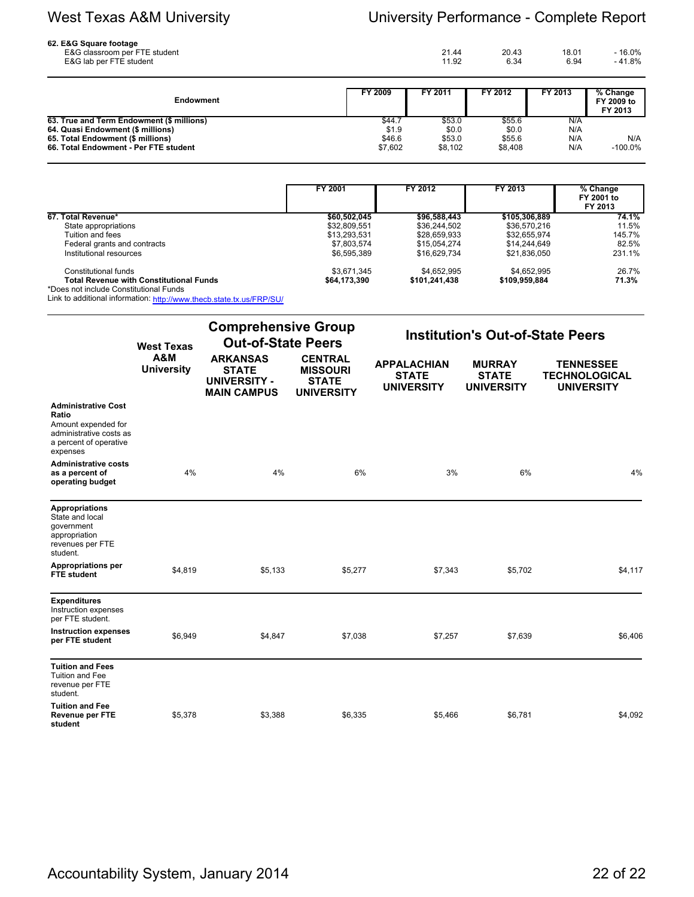**62. E&G Square footage**

| | | | | |
|---|---|---|---|---|
| E&G classroom per FTE student | 21.44 | 20.43 | 18.01 | - 16.0% |
| E&G lab per FTE student | 11.92 | 6.34 | 6.94 | - 41.8% |

| Endowment | FY 2009 | FY 2011 | FY 2012 | FY 2013 | % Change FY 2009 to FY 2013 |
|---|---|---|---|---|---|
| **63. True and Term Endowment ($ millions)** | $44.7 | $53.0 | $55.6 | N/A | |
| **64. Quasi Endowment ($ millions)** | $1.9 | $0.0 | $0.0 | N/A | |
| **65. Total Endowment ($ millions)** | $46.6 | $53.0 | $55.6 | N/A | N/A |
| **66. Total Endowment - Per FTE student** | $7,602 | $8,102 | $8,408 | N/A | -100.0% |

| | FY 2001 | FY 2012 | FY 2013 | % Change FY 2001 to FY 2013 |
|---|---|---|---|---|
| **67. Total Revenue*** | **$60,502,045** | **$96,588,443** | **$105,306,889** | **74.1%** |
| State appropriations | $32,809,551 | $36,244,502 | $36,570,216 | 11.5% |
| Tuition and fees | $13,293,531 | $28,659,933 | $32,655,974 | 145.7% |
| Federal grants and contracts | $7,803,574 | $15,054,274 | $14,244,649 | 82.5% |
| Institutional resources | $6,595,389 | $16,629,734 | $21,836,050 | 231.1% |
| Constitutional funds | $3,671,345 | $4,652,995 | $4,652,995 | 26.7% |
| **Total Revenue with Constitutional Funds** | **$64,173,390** | **$101,241,438** | **$109,959,884** | **71.3%** |

*Does not include Constitutional Funds

Link to additional information: http://www.thecb.state.tx.us/FRP/SU/

| | West Texas A&M University | Comprehensive Group Out-of-State Peers | | Institution's Out-of-State Peers | | |
|---|---|---|---|---|---|---|
| | | ARKANSAS STATE UNIVERSITY - MAIN CAMPUS | CENTRAL MISSOURI STATE UNIVERSITY | APPALACHIAN STATE UNIVERSITY | MURRAY STATE UNIVERSITY | TENNESSEE TECHNOLOGICAL UNIVERSITY |
| **Administrative Cost Ratio** Amount expended for administrative costs as a percent of operative expenses | | | | | | |
| **Administrative costs as a percent of operating budget** | 4% | 4% | 6% | 3% | 6% | 4% |
| **Appropriations** State and local government appropriation revenues per FTE student. | | | | | | |
| **Appropriations per FTE student** | $4,819 | $5,133 | $5,277 | $7,343 | $5,702 | $4,117 |
| **Expenditures** Instruction expenses per FTE student. | | | | | | |
| **Instruction expenses per FTE student** | $6,949 | $4,847 | $7,038 | $7,257 | $7,639 | $6,406 |
| **Tuition and Fees** Tuition and Fee revenue per FTE student. | | | | | | |
| **Tuition and Fee Revenue per FTE student** | $5,378 | $3,388 | $6,335 | $5,466 | $6,781 | $4,092 |